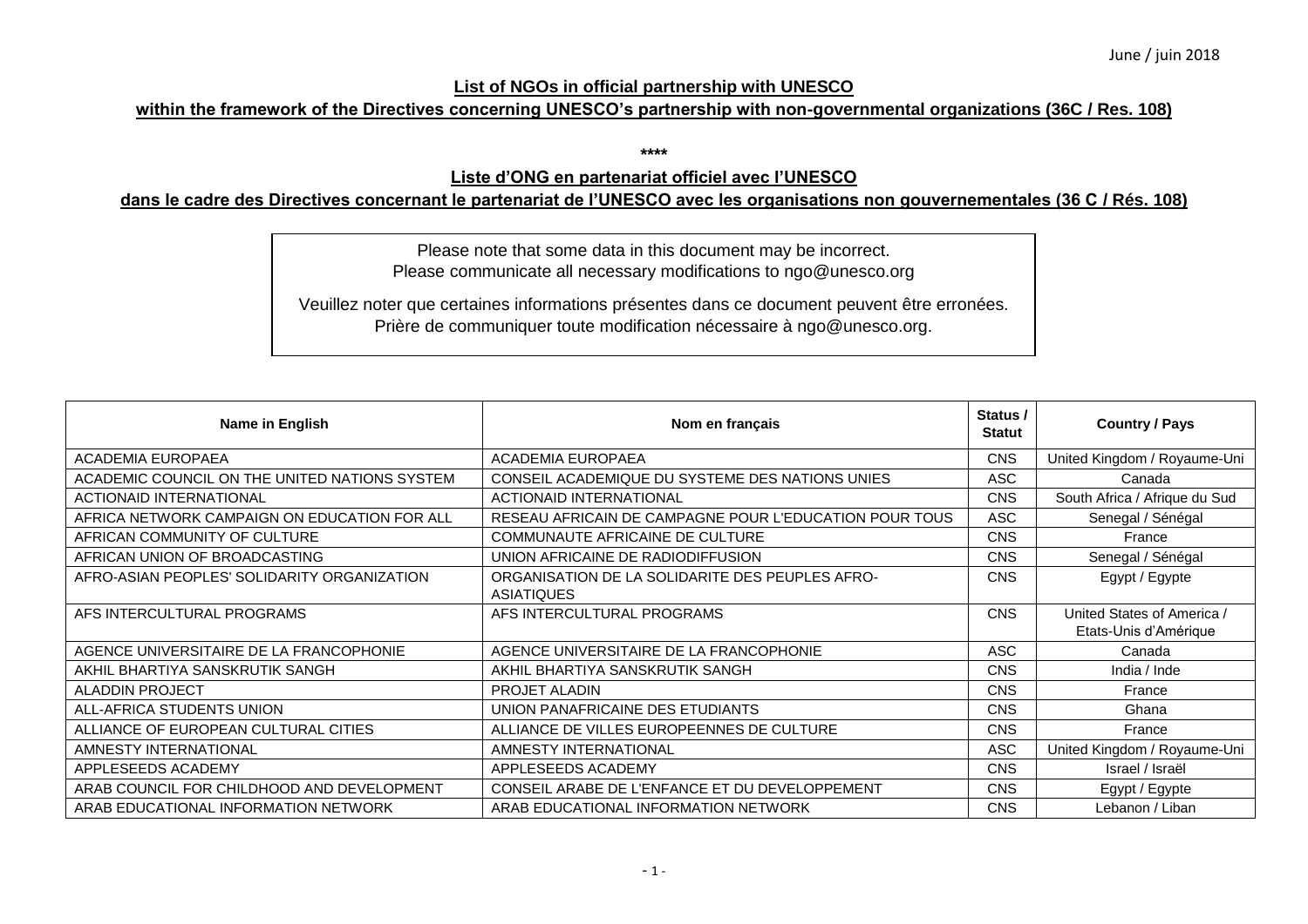June / juin 2018

**List of NGOs in official partnership with UNESCO**

**within the framework of the Directives concerning UNESCO's partnership with non-governmental organizations (36C / Res. 108)**

****

**Liste d'ONG en partenariat officiel avec l'UNESCO**

**dans le cadre des Directives concernant le partenariat de l'UNESCO avec les organisations non gouvernementales (36 C / Rés. 108)**

Please note that some data in this document may be incorrect.
Please communicate all necessary modifications to ngo@unesco.org

Veuillez noter que certaines informations présentes dans ce document peuvent être erronées.
Prière de communiquer toute modification nécessaire à ngo@unesco.org.

| Name in English | Nom en français | Status / Statut | Country / Pays |
|---|---|---|---|
| ACADEMIA EUROPAEA | ACADEMIA EUROPAEA | CNS | United Kingdom / Royaume-Uni |
| ACADEMIC COUNCIL ON THE UNITED NATIONS SYSTEM | CONSEIL ACADEMIQUE DU SYSTEME DES NATIONS UNIES | ASC | Canada |
| ACTIONAID INTERNATIONAL | ACTIONAID INTERNATIONAL | CNS | South Africa / Afrique du Sud |
| AFRICA NETWORK CAMPAIGN ON EDUCATION FOR ALL | RESEAU AFRICAIN DE CAMPAGNE POUR L'EDUCATION POUR TOUS | ASC | Senegal / Sénégal |
| AFRICAN COMMUNITY OF CULTURE | COMMUNAUTE AFRICAINE DE CULTURE | CNS | France |
| AFRICAN UNION OF BROADCASTING | UNION AFRICAINE DE RADIODIFFUSION | CNS | Senegal / Sénégal |
| AFRO-ASIAN PEOPLES' SOLIDARITY ORGANIZATION | ORGANISATION DE LA SOLIDARITE DES PEUPLES AFRO-ASIATIQUES | CNS | Egypt / Egypte |
| AFS INTERCULTURAL PROGRAMS | AFS INTERCULTURAL PROGRAMS | CNS | United States of America / Etats-Unis d'Amérique |
| AGENCE UNIVERSITAIRE DE LA FRANCOPHONIE | AGENCE UNIVERSITAIRE DE LA FRANCOPHONIE | ASC | Canada |
| AKHIL BHARTIYA SANSKRUTIK SANGH | AKHIL BHARTIYA SANSKRUTIK SANGH | CNS | India / Inde |
| ALADDIN PROJECT | PROJET ALADIN | CNS | France |
| ALL-AFRICA STUDENTS UNION | UNION PANAFRICAINE DES ETUDIANTS | CNS | Ghana |
| ALLIANCE OF EUROPEAN CULTURAL CITIES | ALLIANCE DE VILLES EUROPEENNES DE CULTURE | CNS | France |
| AMNESTY INTERNATIONAL | AMNESTY INTERNATIONAL | ASC | United Kingdom / Royaume-Uni |
| APPLESEEDS ACADEMY | APPLESEEDS ACADEMY | CNS | Israel / Israël |
| ARAB COUNCIL FOR CHILDHOOD AND DEVELOPMENT | CONSEIL ARABE DE L'ENFANCE ET DU DEVELOPPEMENT | CNS | Egypt / Egypte |
| ARAB EDUCATIONAL INFORMATION NETWORK | ARAB EDUCATIONAL INFORMATION NETWORK | CNS | Lebanon / Liban |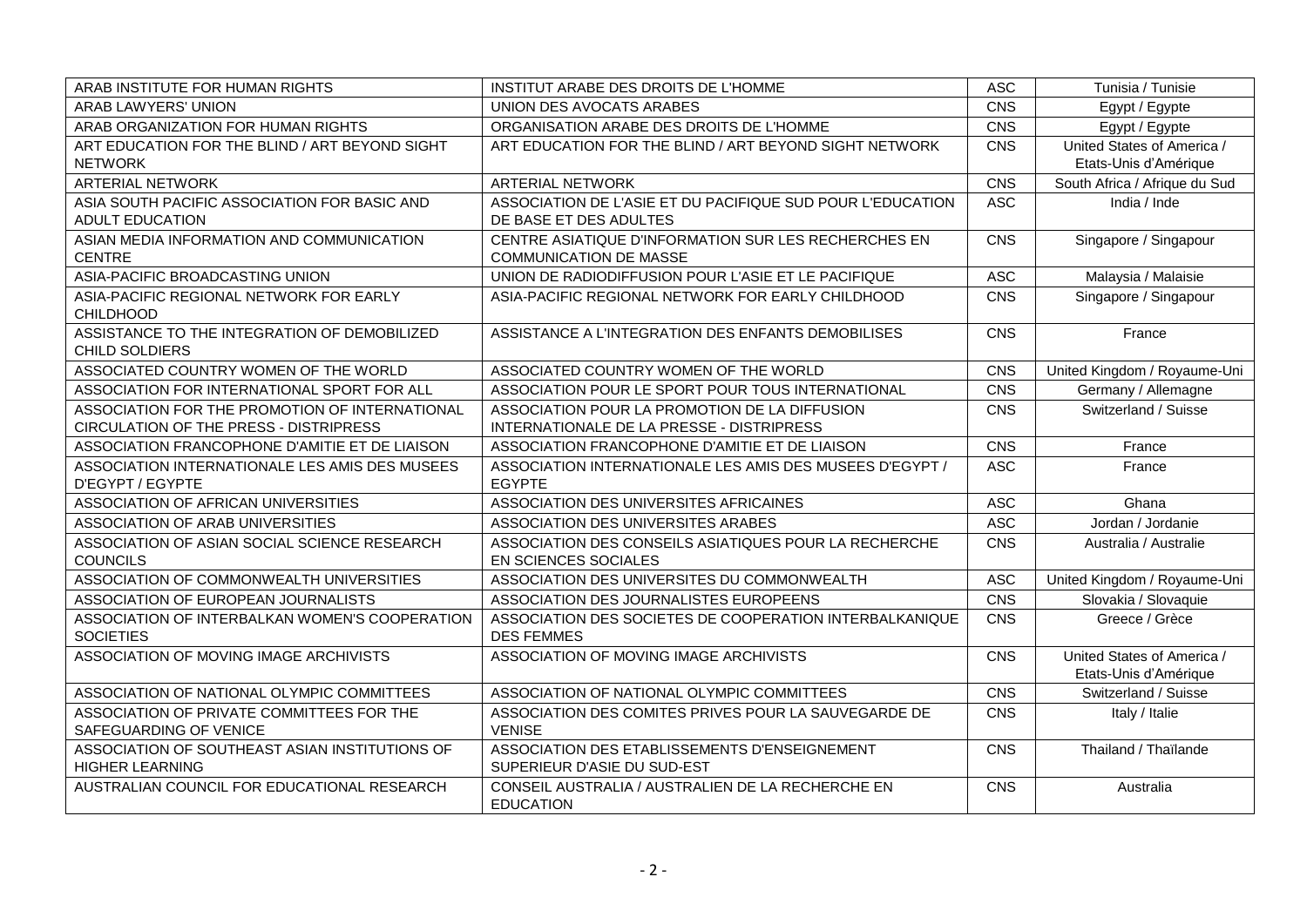| | | | |
|---|---|---|---|
| ARAB INSTITUTE FOR HUMAN RIGHTS | INSTITUT ARABE DES DROITS DE L'HOMME | ASC | Tunisia / Tunisie |
| ARAB LAWYERS' UNION | UNION DES AVOCATS ARABES | CNS | Egypt / Egypte |
| ARAB ORGANIZATION FOR HUMAN RIGHTS | ORGANISATION ARABE DES DROITS DE L'HOMME | CNS | Egypt / Egypte |
| ART EDUCATION FOR THE BLIND / ART BEYOND SIGHT NETWORK | ART EDUCATION FOR THE BLIND / ART BEYOND SIGHT NETWORK | CNS | United States of America / Etats-Unis d'Amérique |
| ARTERIAL NETWORK | ARTERIAL NETWORK | CNS | South Africa / Afrique du Sud |
| ASIA SOUTH PACIFIC ASSOCIATION FOR BASIC AND ADULT EDUCATION | ASSOCIATION DE L'ASIE ET DU PACIFIQUE SUD POUR L'EDUCATION DE BASE ET DES ADULTES | ASC | India / Inde |
| ASIAN MEDIA INFORMATION AND COMMUNICATION CENTRE | CENTRE ASIATIQUE D'INFORMATION SUR LES RECHERCHES EN COMMUNICATION DE MASSE | CNS | Singapore / Singapour |
| ASIA-PACIFIC BROADCASTING UNION | UNION DE RADIODIFFUSION POUR L'ASIE ET LE PACIFIQUE | ASC | Malaysia / Malaisie |
| ASIA-PACIFIC REGIONAL NETWORK FOR EARLY CHILDHOOD | ASIA-PACIFIC REGIONAL NETWORK FOR EARLY CHILDHOOD | CNS | Singapore / Singapour |
| ASSISTANCE TO THE INTEGRATION OF DEMOBILIZED CHILD SOLDIERS | ASSISTANCE A L'INTEGRATION DES ENFANTS DEMOBILISES | CNS | France |
| ASSOCIATED COUNTRY WOMEN OF THE WORLD | ASSOCIATED COUNTRY WOMEN OF THE WORLD | CNS | United Kingdom / Royaume-Uni |
| ASSOCIATION FOR INTERNATIONAL SPORT FOR ALL | ASSOCIATION POUR LE SPORT POUR TOUS INTERNATIONAL | CNS | Germany / Allemagne |
| ASSOCIATION FOR THE PROMOTION OF INTERNATIONAL CIRCULATION OF THE PRESS - DISTRIPRESS | ASSOCIATION POUR LA PROMOTION DE LA DIFFUSION INTERNATIONALE DE LA PRESSE - DISTRIPRESS | CNS | Switzerland / Suisse |
| ASSOCIATION FRANCOPHONE D'AMITIE ET DE LIAISON | ASSOCIATION FRANCOPHONE D'AMITIE ET DE LIAISON | CNS | France |
| ASSOCIATION INTERNATIONALE LES AMIS DES MUSEES D'EGYPT / EGYPTE | ASSOCIATION INTERNATIONALE LES AMIS DES MUSEES D'EGYPT / EGYPTE | ASC | France |
| ASSOCIATION OF AFRICAN UNIVERSITIES | ASSOCIATION DES UNIVERSITES AFRICAINES | ASC | Ghana |
| ASSOCIATION OF ARAB UNIVERSITIES | ASSOCIATION DES UNIVERSITES ARABES | ASC | Jordan / Jordanie |
| ASSOCIATION OF ASIAN SOCIAL SCIENCE RESEARCH COUNCILS | ASSOCIATION DES CONSEILS ASIATIQUES POUR LA RECHERCHE EN SCIENCES SOCIALES | CNS | Australia / Australie |
| ASSOCIATION OF COMMONWEALTH UNIVERSITIES | ASSOCIATION DES UNIVERSITES DU COMMONWEALTH | ASC | United Kingdom / Royaume-Uni |
| ASSOCIATION OF EUROPEAN JOURNALISTS | ASSOCIATION DES JOURNALISTES EUROPEENS | CNS | Slovakia / Slovaquie |
| ASSOCIATION OF INTERBALKAN WOMEN'S COOPERATION SOCIETIES | ASSOCIATION DES SOCIETES DE COOPERATION INTERBALKANIQUE DES FEMMES | CNS | Greece / Grèce |
| ASSOCIATION OF MOVING IMAGE ARCHIVISTS | ASSOCIATION OF MOVING IMAGE ARCHIVISTS | CNS | United States of America / Etats-Unis d'Amérique |
| ASSOCIATION OF NATIONAL OLYMPIC COMMITTEES | ASSOCIATION OF NATIONAL OLYMPIC COMMITTEES | CNS | Switzerland / Suisse |
| ASSOCIATION OF PRIVATE COMMITTEES FOR THE SAFEGUARDING OF VENICE | ASSOCIATION DES COMITES PRIVES POUR LA SAUVEGARDE DE VENISE | CNS | Italy / Italie |
| ASSOCIATION OF SOUTHEAST ASIAN INSTITUTIONS OF HIGHER LEARNING | ASSOCIATION DES ETABLISSEMENTS D'ENSEIGNEMENT SUPERIEUR D'ASIE DU SUD-EST | CNS | Thailand / Thaïlande |
| AUSTRALIAN COUNCIL FOR EDUCATIONAL RESEARCH | CONSEIL AUSTRALIA / AUSTRALIEN DE LA RECHERCHE EN EDUCATION | CNS | Australia |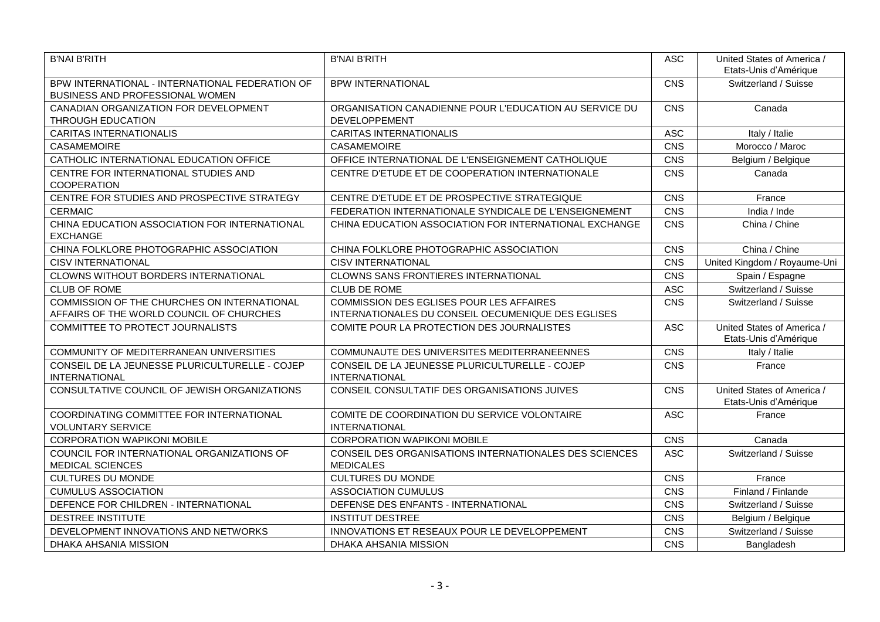| | | | |
|---|---|---|---|
| B'NAI B'RITH | B'NAI B'RITH | ASC | United States of America / Etats-Unis d'Amérique |
| BPW INTERNATIONAL - INTERNATIONAL FEDERATION OF BUSINESS AND PROFESSIONAL WOMEN | BPW INTERNATIONAL | CNS | Switzerland / Suisse |
| CANADIAN ORGANIZATION FOR DEVELOPMENT THROUGH EDUCATION | ORGANISATION CANADIENNE POUR L'EDUCATION AU SERVICE DU DEVELOPPEMENT | CNS | Canada |
| CARITAS INTERNATIONALIS | CARITAS INTERNATIONALIS | ASC | Italy / Italie |
| CASAMEMOIRE | CASAMEMOIRE | CNS | Morocco / Maroc |
| CATHOLIC INTERNATIONAL EDUCATION OFFICE | OFFICE INTERNATIONAL DE L'ENSEIGNEMENT CATHOLIQUE | CNS | Belgium / Belgique |
| CENTRE FOR INTERNATIONAL STUDIES AND COOPERATION | CENTRE D'ETUDE ET DE COOPERATION INTERNATIONALE | CNS | Canada |
| CENTRE FOR STUDIES AND PROSPECTIVE STRATEGY | CENTRE D'ETUDE ET DE PROSPECTIVE STRATEGIQUE | CNS | France |
| CERMAIC | FEDERATION INTERNATIONALE SYNDICALE DE L'ENSEIGNEMENT | CNS | India / Inde |
| CHINA EDUCATION ASSOCIATION FOR INTERNATIONAL EXCHANGE | CHINA EDUCATION ASSOCIATION FOR INTERNATIONAL EXCHANGE | CNS | China / Chine |
| CHINA FOLKLORE PHOTOGRAPHIC ASSOCIATION | CHINA FOLKLORE PHOTOGRAPHIC ASSOCIATION | CNS | China / Chine |
| CISV INTERNATIONAL | CISV INTERNATIONAL | CNS | United Kingdom / Royaume-Uni |
| CLOWNS WITHOUT BORDERS INTERNATIONAL | CLOWNS SANS FRONTIERES INTERNATIONAL | CNS | Spain / Espagne |
| CLUB OF ROME | CLUB DE ROME | ASC | Switzerland / Suisse |
| COMMISSION OF THE CHURCHES ON INTERNATIONAL AFFAIRS OF THE WORLD COUNCIL OF CHURCHES | COMMISSION DES EGLISES POUR LES AFFAIRES INTERNATIONALES DU CONSEIL OECUMENIQUE DES EGLISES | CNS | Switzerland / Suisse |
| COMMITTEE TO PROTECT JOURNALISTS | COMITE POUR LA PROTECTION DES JOURNALISTES | ASC | United States of America / Etats-Unis d'Amérique |
| COMMUNITY OF MEDITERRANEAN UNIVERSITIES | COMMUNAUTE DES UNIVERSITES MEDITERRANEENNES | CNS | Italy / Italie |
| CONSEIL DE LA JEUNESSE PLURICULTURELLE - COJEP INTERNATIONAL | CONSEIL DE LA JEUNESSE PLURICULTURELLE - COJEP INTERNATIONAL | CNS | France |
| CONSULTATIVE COUNCIL OF JEWISH ORGANIZATIONS | CONSEIL CONSULTATIF DES ORGANISATIONS JUIVES | CNS | United States of America / Etats-Unis d'Amérique |
| COORDINATING COMMITTEE FOR INTERNATIONAL VOLUNTARY SERVICE | COMITE DE COORDINATION DU SERVICE VOLONTAIRE INTERNATIONAL | ASC | France |
| CORPORATION WAPIKONI MOBILE | CORPORATION WAPIKONI MOBILE | CNS | Canada |
| COUNCIL FOR INTERNATIONAL ORGANIZATIONS OF MEDICAL SCIENCES | CONSEIL DES ORGANISATIONS INTERNATIONALES DES SCIENCES MEDICALES | ASC | Switzerland / Suisse |
| CULTURES DU MONDE | CULTURES DU MONDE | CNS | France |
| CUMULUS ASSOCIATION | ASSOCIATION CUMULUS | CNS | Finland / Finlande |
| DEFENCE FOR CHILDREN - INTERNATIONAL | DEFENSE DES ENFANTS - INTERNATIONAL | CNS | Switzerland / Suisse |
| DESTREE INSTITUTE | INSTITUT DESTREE | CNS | Belgium / Belgique |
| DEVELOPMENT INNOVATIONS AND NETWORKS | INNOVATIONS ET RESEAUX POUR LE DEVELOPPEMENT | CNS | Switzerland / Suisse |
| DHAKA AHSANIA MISSION | DHAKA AHSANIA MISSION | CNS | Bangladesh |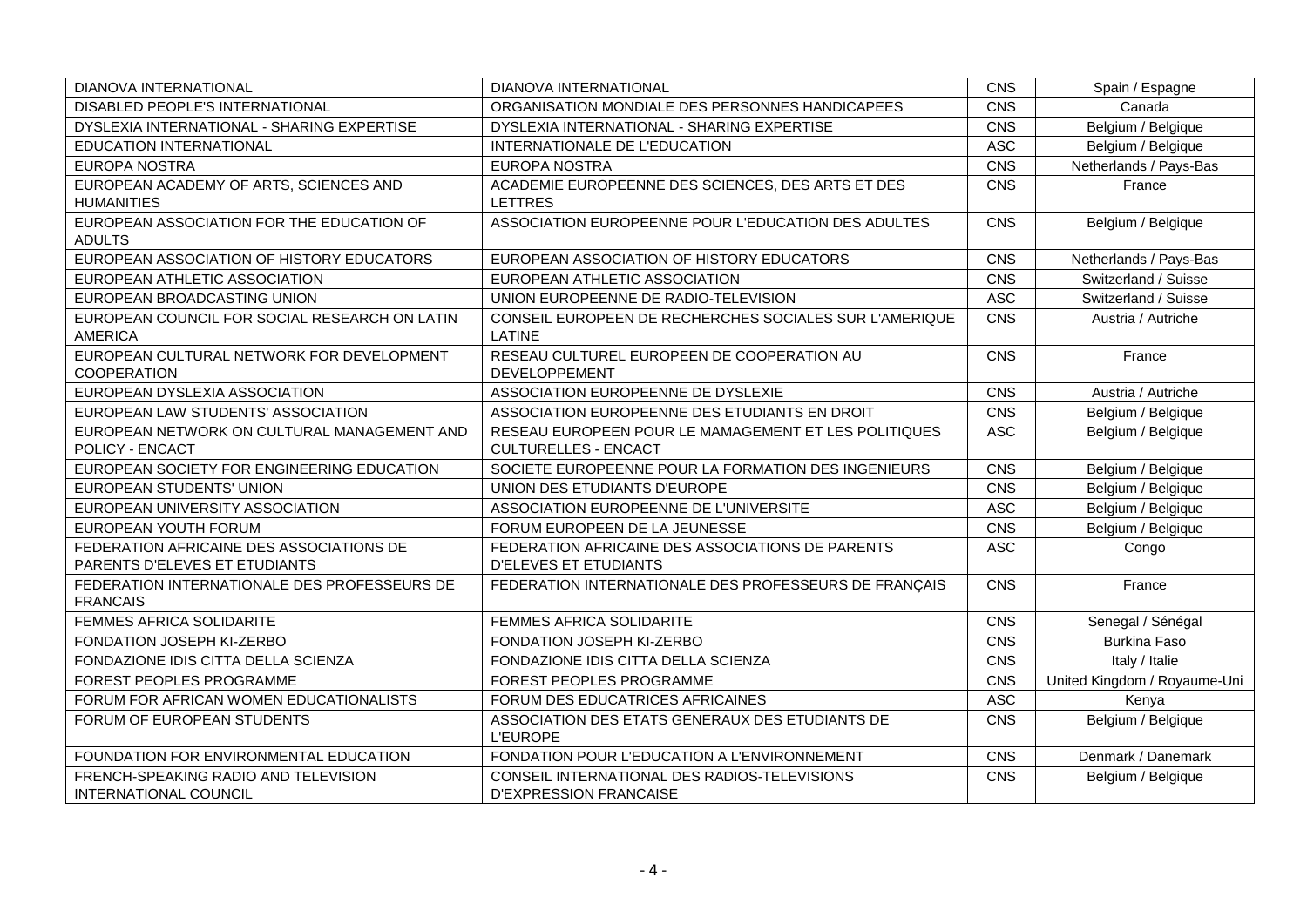| DIANOVA INTERNATIONAL | DIANOVA INTERNATIONAL | CNS | Spain / Espagne |
|---|---|---|---|
| DISABLED PEOPLE'S INTERNATIONAL | ORGANISATION MONDIALE DES PERSONNES HANDICAPEES | CNS | Canada |
| DYSLEXIA INTERNATIONAL - SHARING EXPERTISE | DYSLEXIA INTERNATIONAL - SHARING EXPERTISE | CNS | Belgium / Belgique |
| EDUCATION INTERNATIONAL | INTERNATIONALE DE L'EDUCATION | ASC | Belgium / Belgique |
| EUROPA NOSTRA | EUROPA NOSTRA | CNS | Netherlands / Pays-Bas |
| EUROPEAN ACADEMY OF ARTS, SCIENCES AND HUMANITIES | ACADEMIE EUROPEENNE DES SCIENCES, DES ARTS ET DES LETTRES | CNS | France |
| EUROPEAN ASSOCIATION FOR THE EDUCATION OF ADULTS | ASSOCIATION EUROPEENNE POUR L'EDUCATION DES ADULTES | CNS | Belgium / Belgique |
| EUROPEAN ASSOCIATION OF HISTORY EDUCATORS | EUROPEAN ASSOCIATION OF HISTORY EDUCATORS | CNS | Netherlands / Pays-Bas |
| EUROPEAN ATHLETIC ASSOCIATION | EUROPEAN ATHLETIC ASSOCIATION | CNS | Switzerland / Suisse |
| EUROPEAN BROADCASTING UNION | UNION EUROPEENNE DE RADIO-TELEVISION | ASC | Switzerland / Suisse |
| EUROPEAN COUNCIL FOR SOCIAL RESEARCH ON LATIN AMERICA | CONSEIL EUROPEEN DE RECHERCHES SOCIALES SUR L'AMERIQUE LATINE | CNS | Austria / Autriche |
| EUROPEAN CULTURAL NETWORK FOR DEVELOPMENT COOPERATION | RESEAU CULTUREL EUROPEEN DE COOPERATION AU DEVELOPPEMENT | CNS | France |
| EUROPEAN DYSLEXIA ASSOCIATION | ASSOCIATION EUROPEENNE DE DYSLEXIE | CNS | Austria / Autriche |
| EUROPEAN LAW STUDENTS' ASSOCIATION | ASSOCIATION EUROPEENNE DES ETUDIANTS EN DROIT | CNS | Belgium / Belgique |
| EUROPEAN NETWORK ON CULTURAL MANAGEMENT AND POLICY - ENCACT | RESEAU EUROPEEN POUR LE MAMAGEMENT ET LES POLITIQUES CULTURELLES - ENCACT | ASC | Belgium / Belgique |
| EUROPEAN SOCIETY FOR ENGINEERING EDUCATION | SOCIETE EUROPEENNE POUR LA FORMATION DES INGENIEURS | CNS | Belgium / Belgique |
| EUROPEAN STUDENTS' UNION | UNION DES ETUDIANTS D'EUROPE | CNS | Belgium / Belgique |
| EUROPEAN UNIVERSITY ASSOCIATION | ASSOCIATION EUROPEENNE DE L'UNIVERSITE | ASC | Belgium / Belgique |
| EUROPEAN YOUTH FORUM | FORUM EUROPEEN DE LA JEUNESSE | CNS | Belgium / Belgique |
| FEDERATION AFRICAINE DES ASSOCIATIONS DE PARENTS D'ELEVES ET ETUDIANTS | FEDERATION AFRICAINE DES ASSOCIATIONS DE PARENTS D'ELEVES ET ETUDIANTS | ASC | Congo |
| FEDERATION INTERNATIONALE DES PROFESSEURS DE FRANCAIS | FEDERATION INTERNATIONALE DES PROFESSEURS DE FRANÇAIS | CNS | France |
| FEMMES AFRICA SOLIDARITE | FEMMES AFRICA SOLIDARITE | CNS | Senegal / Sénégal |
| FONDATION JOSEPH KI-ZERBO | FONDATION JOSEPH KI-ZERBO | CNS | Burkina Faso |
| FONDAZIONE IDIS CITTA DELLA SCIENZA | FONDAZIONE IDIS CITTA DELLA SCIENZA | CNS | Italy / Italie |
| FOREST PEOPLES PROGRAMME | FOREST PEOPLES PROGRAMME | CNS | United Kingdom / Royaume-Uni |
| FORUM FOR AFRICAN WOMEN EDUCATIONALISTS | FORUM DES EDUCATRICES AFRICAINES | ASC | Kenya |
| FORUM OF EUROPEAN STUDENTS | ASSOCIATION DES ETATS GENERAUX DES ETUDIANTS DE L'EUROPE | CNS | Belgium / Belgique |
| FOUNDATION FOR ENVIRONMENTAL EDUCATION | FONDATION POUR L'EDUCATION A L'ENVIRONNEMENT | CNS | Denmark / Danemark |
| FRENCH-SPEAKING RADIO AND TELEVISION INTERNATIONAL COUNCIL | CONSEIL INTERNATIONAL DES RADIOS-TELEVISIONS D'EXPRESSION FRANCAISE | CNS | Belgium / Belgique |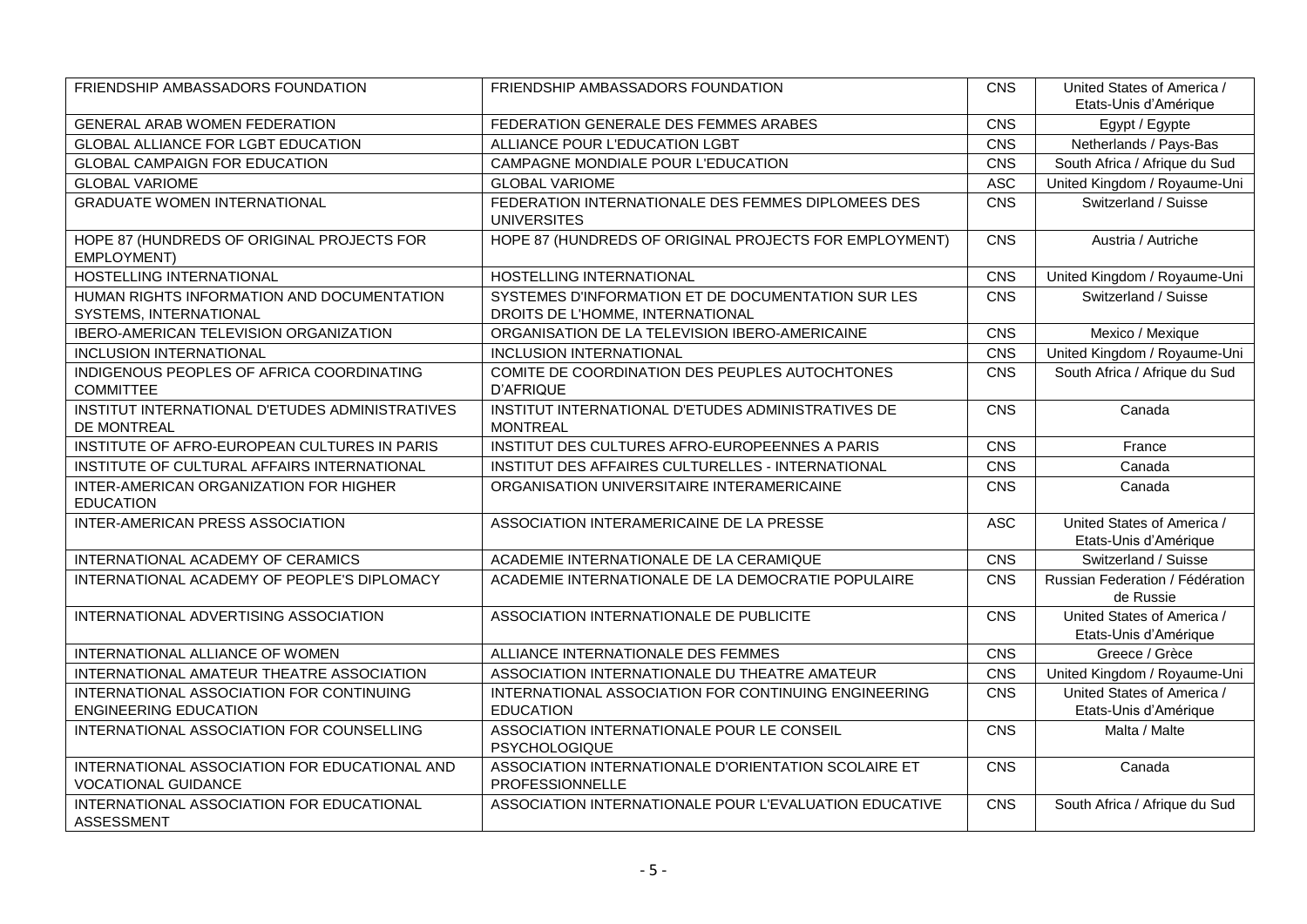| FRIENDSHIP AMBASSADORS FOUNDATION | FRIENDSHIP AMBASSADORS FOUNDATION | CNS | United States of America / Etats-Unis d'Amérique |
|---|---|---|---|
| GENERAL ARAB WOMEN FEDERATION | FEDERATION GENERALE DES FEMMES ARABES | CNS | Egypt / Egypte |
| GLOBAL ALLIANCE FOR LGBT EDUCATION | ALLIANCE POUR L'EDUCATION LGBT | CNS | Netherlands / Pays-Bas |
| GLOBAL CAMPAIGN FOR EDUCATION | CAMPAGNE MONDIALE POUR L'EDUCATION | CNS | South Africa / Afrique du Sud |
| GLOBAL VARIOME | GLOBAL VARIOME | ASC | United Kingdom / Royaume-Uni |
| GRADUATE WOMEN INTERNATIONAL | FEDERATION INTERNATIONALE DES FEMMES DIPLOMEES DES UNIVERSITES | CNS | Switzerland / Suisse |
| HOPE 87 (HUNDREDS OF ORIGINAL PROJECTS FOR EMPLOYMENT) | HOPE 87 (HUNDREDS OF ORIGINAL PROJECTS FOR EMPLOYMENT) | CNS | Austria / Autriche |
| HOSTELLING INTERNATIONAL | HOSTELLING INTERNATIONAL | CNS | United Kingdom / Royaume-Uni |
| HUMAN RIGHTS INFORMATION AND DOCUMENTATION SYSTEMS, INTERNATIONAL | SYSTEMES D'INFORMATION ET DE DOCUMENTATION SUR LES DROITS DE L'HOMME, INTERNATIONAL | CNS | Switzerland / Suisse |
| IBERO-AMERICAN TELEVISION ORGANIZATION | ORGANISATION DE LA TELEVISION IBERO-AMERICAINE | CNS | Mexico / Mexique |
| INCLUSION INTERNATIONAL | INCLUSION INTERNATIONAL | CNS | United Kingdom / Royaume-Uni |
| INDIGENOUS PEOPLES OF AFRICA COORDINATING COMMITTEE | COMITE DE COORDINATION DES PEUPLES AUTOCHTONES D'AFRIQUE | CNS | South Africa / Afrique du Sud |
| INSTITUT INTERNATIONAL D'ETUDES ADMINISTRATIVES DE MONTREAL | INSTITUT INTERNATIONAL D'ETUDES ADMINISTRATIVES DE MONTREAL | CNS | Canada |
| INSTITUTE OF AFRO-EUROPEAN CULTURES IN PARIS | INSTITUT DES CULTURES AFRO-EUROPEENNES A PARIS | CNS | France |
| INSTITUTE OF CULTURAL AFFAIRS INTERNATIONAL | INSTITUT DES AFFAIRES CULTURELLES - INTERNATIONAL | CNS | Canada |
| INTER-AMERICAN ORGANIZATION FOR HIGHER EDUCATION | ORGANISATION UNIVERSITAIRE INTERAMERICAINE | CNS | Canada |
| INTER-AMERICAN PRESS ASSOCIATION | ASSOCIATION INTERAMERICAINE DE LA PRESSE | ASC | United States of America / Etats-Unis d'Amérique |
| INTERNATIONAL ACADEMY OF CERAMICS | ACADEMIE INTERNATIONALE DE LA CERAMIQUE | CNS | Switzerland / Suisse |
| INTERNATIONAL ACADEMY OF PEOPLE'S DIPLOMACY | ACADEMIE INTERNATIONALE DE LA DEMOCRATIE POPULAIRE | CNS | Russian Federation / Fédération de Russie |
| INTERNATIONAL ADVERTISING ASSOCIATION | ASSOCIATION INTERNATIONALE DE PUBLICITE | CNS | United States of America / Etats-Unis d'Amérique |
| INTERNATIONAL ALLIANCE OF WOMEN | ALLIANCE INTERNATIONALE DES FEMMES | CNS | Greece / Grèce |
| INTERNATIONAL AMATEUR THEATRE ASSOCIATION | ASSOCIATION INTERNATIONALE DU THEATRE AMATEUR | CNS | United Kingdom / Royaume-Uni |
| INTERNATIONAL ASSOCIATION FOR CONTINUING ENGINEERING EDUCATION | INTERNATIONAL ASSOCIATION FOR CONTINUING ENGINEERING EDUCATION | CNS | United States of America / Etats-Unis d'Amérique |
| INTERNATIONAL ASSOCIATION FOR COUNSELLING | ASSOCIATION INTERNATIONALE POUR LE CONSEIL PSYCHOLOGIQUE | CNS | Malta / Malte |
| INTERNATIONAL ASSOCIATION FOR EDUCATIONAL AND VOCATIONAL GUIDANCE | ASSOCIATION INTERNATIONALE D'ORIENTATION SCOLAIRE ET PROFESSIONNELLE | CNS | Canada |
| INTERNATIONAL ASSOCIATION FOR EDUCATIONAL ASSESSMENT | ASSOCIATION INTERNATIONALE POUR L'EVALUATION EDUCATIVE | CNS | South Africa / Afrique du Sud |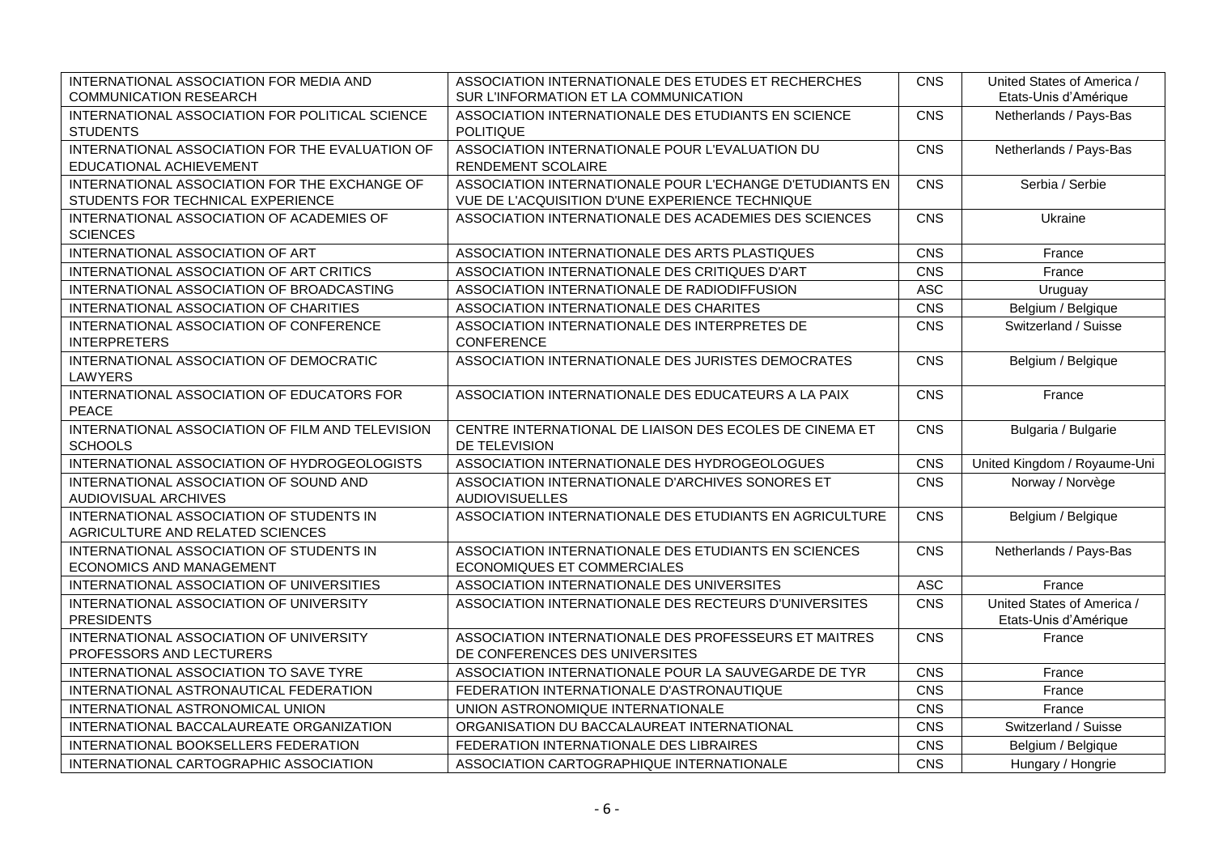| | | | |
|---|---|---|---|
| INTERNATIONAL ASSOCIATION FOR MEDIA AND COMMUNICATION RESEARCH | ASSOCIATION INTERNATIONALE DES ETUDES ET RECHERCHES SUR L'INFORMATION ET LA COMMUNICATION | CNS | United States of America / Etats-Unis d'Amérique |
| INTERNATIONAL ASSOCIATION FOR POLITICAL SCIENCE STUDENTS | ASSOCIATION INTERNATIONALE DES ETUDIANTS EN SCIENCE POLITIQUE | CNS | Netherlands / Pays-Bas |
| INTERNATIONAL ASSOCIATION FOR THE EVALUATION OF EDUCATIONAL ACHIEVEMENT | ASSOCIATION INTERNATIONALE POUR L'EVALUATION DU RENDEMENT SCOLAIRE | CNS | Netherlands / Pays-Bas |
| INTERNATIONAL ASSOCIATION FOR THE EXCHANGE OF STUDENTS FOR TECHNICAL EXPERIENCE | ASSOCIATION INTERNATIONALE POUR L'ECHANGE D'ETUDIANTS EN VUE DE L'ACQUISITION D'UNE EXPERIENCE TECHNIQUE | CNS | Serbia / Serbie |
| INTERNATIONAL ASSOCIATION OF ACADEMIES OF SCIENCES | ASSOCIATION INTERNATIONALE DES ACADEMIES DES SCIENCES | CNS | Ukraine |
| INTERNATIONAL ASSOCIATION OF ART | ASSOCIATION INTERNATIONALE DES ARTS PLASTIQUES | CNS | France |
| INTERNATIONAL ASSOCIATION OF ART CRITICS | ASSOCIATION INTERNATIONALE DES CRITIQUES D'ART | CNS | France |
| INTERNATIONAL ASSOCIATION OF BROADCASTING | ASSOCIATION INTERNATIONALE DE RADIODIFFUSION | ASC | Uruguay |
| INTERNATIONAL ASSOCIATION OF CHARITIES | ASSOCIATION INTERNATIONALE DES CHARITES | CNS | Belgium / Belgique |
| INTERNATIONAL ASSOCIATION OF CONFERENCE INTERPRETERS | ASSOCIATION INTERNATIONALE DES INTERPRETES DE CONFERENCE | CNS | Switzerland / Suisse |
| INTERNATIONAL ASSOCIATION OF DEMOCRATIC LAWYERS | ASSOCIATION INTERNATIONALE DES JURISTES DEMOCRATES | CNS | Belgium / Belgique |
| INTERNATIONAL ASSOCIATION OF EDUCATORS FOR PEACE | ASSOCIATION INTERNATIONALE DES EDUCATEURS A LA PAIX | CNS | France |
| INTERNATIONAL ASSOCIATION OF FILM AND TELEVISION SCHOOLS | CENTRE INTERNATIONAL DE LIAISON DES ECOLES DE CINEMA ET DE TELEVISION | CNS | Bulgaria / Bulgarie |
| INTERNATIONAL ASSOCIATION OF HYDROGEOLOGISTS | ASSOCIATION INTERNATIONALE DES HYDROGEOLOGUES | CNS | United Kingdom / Royaume-Uni |
| INTERNATIONAL ASSOCIATION OF SOUND AND AUDIOVISUAL ARCHIVES | ASSOCIATION INTERNATIONALE D'ARCHIVES SONORES ET AUDIOVISUELLES | CNS | Norway / Norvège |
| INTERNATIONAL ASSOCIATION OF STUDENTS IN AGRICULTURE AND RELATED SCIENCES | ASSOCIATION INTERNATIONALE DES ETUDIANTS EN AGRICULTURE | CNS | Belgium / Belgique |
| INTERNATIONAL ASSOCIATION OF STUDENTS IN ECONOMICS AND MANAGEMENT | ASSOCIATION INTERNATIONALE DES ETUDIANTS EN SCIENCES ECONOMIQUES ET COMMERCIALES | CNS | Netherlands / Pays-Bas |
| INTERNATIONAL ASSOCIATION OF UNIVERSITIES | ASSOCIATION INTERNATIONALE DES UNIVERSITES | ASC | France |
| INTERNATIONAL ASSOCIATION OF UNIVERSITY PRESIDENTS | ASSOCIATION INTERNATIONALE DES RECTEURS D'UNIVERSITES | CNS | United States of America / Etats-Unis d'Amérique |
| INTERNATIONAL ASSOCIATION OF UNIVERSITY PROFESSORS AND LECTURERS | ASSOCIATION INTERNATIONALE DES PROFESSEURS ET MAITRES DE CONFERENCES DES UNIVERSITES | CNS | France |
| INTERNATIONAL ASSOCIATION TO SAVE TYRE | ASSOCIATION INTERNATIONALE POUR LA SAUVEGARDE DE TYR | CNS | France |
| INTERNATIONAL ASTRONAUTICAL FEDERATION | FEDERATION INTERNATIONALE D'ASTRONAUTIQUE | CNS | France |
| INTERNATIONAL ASTRONOMICAL UNION | UNION ASTRONOMIQUE INTERNATIONALE | CNS | France |
| INTERNATIONAL BACCALAUREATE ORGANIZATION | ORGANISATION DU BACCALAUREAT INTERNATIONAL | CNS | Switzerland / Suisse |
| INTERNATIONAL BOOKSELLERS FEDERATION | FEDERATION INTERNATIONALE DES LIBRAIRES | CNS | Belgium / Belgique |
| INTERNATIONAL CARTOGRAPHIC ASSOCIATION | ASSOCIATION CARTOGRAPHIQUE INTERNATIONALE | CNS | Hungary / Hongrie |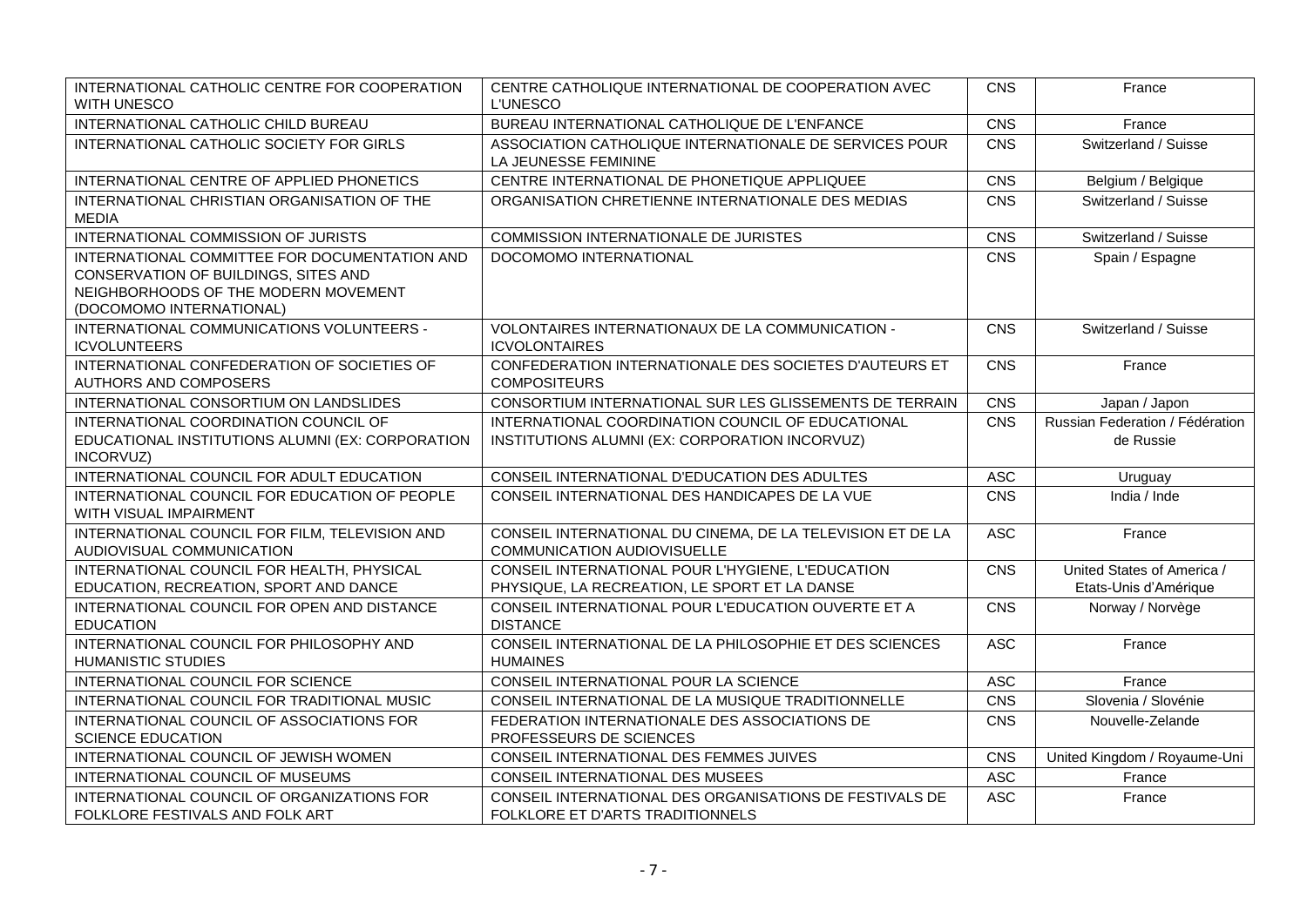| | | | |
|---|---|---|---|
| INTERNATIONAL CATHOLIC CENTRE FOR COOPERATION WITH UNESCO | CENTRE CATHOLIQUE INTERNATIONAL DE COOPERATION AVEC L'UNESCO | CNS | France |
| INTERNATIONAL CATHOLIC CHILD BUREAU | BUREAU INTERNATIONAL CATHOLIQUE DE L'ENFANCE | CNS | France |
| INTERNATIONAL CATHOLIC SOCIETY FOR GIRLS | ASSOCIATION CATHOLIQUE INTERNATIONALE DE SERVICES POUR LA JEUNESSE FEMININE | CNS | Switzerland / Suisse |
| INTERNATIONAL CENTRE OF APPLIED PHONETICS | CENTRE INTERNATIONAL DE PHONETIQUE APPLIQUEE | CNS | Belgium / Belgique |
| INTERNATIONAL CHRISTIAN ORGANISATION OF THE MEDIA | ORGANISATION CHRETIENNE INTERNATIONALE DES MEDIAS | CNS | Switzerland / Suisse |
| INTERNATIONAL COMMISSION OF JURISTS | COMMISSION INTERNATIONALE DE JURISTES | CNS | Switzerland / Suisse |
| INTERNATIONAL COMMITTEE FOR DOCUMENTATION AND CONSERVATION OF BUILDINGS, SITES AND NEIGHBORHOODS OF THE MODERN MOVEMENT (DOCOMOMO INTERNATIONAL) | DOCOMOMO INTERNATIONAL | CNS | Spain / Espagne |
| INTERNATIONAL COMMUNICATIONS VOLUNTEERS - ICVOLUNTEERS | VOLONTAIRES INTERNATIONAUX DE LA COMMUNICATION - ICVOLONTAIRES | CNS | Switzerland / Suisse |
| INTERNATIONAL CONFEDERATION OF SOCIETIES OF AUTHORS AND COMPOSERS | CONFEDERATION INTERNATIONALE DES SOCIETES D'AUTEURS ET COMPOSITEURS | CNS | France |
| INTERNATIONAL CONSORTIUM ON LANDSLIDES | CONSORTIUM INTERNATIONAL SUR LES GLISSEMENTS DE TERRAIN | CNS | Japan / Japon |
| INTERNATIONAL COORDINATION COUNCIL OF EDUCATIONAL INSTITUTIONS ALUMNI (EX: CORPORATION INCORVUZ) | INTERNATIONAL COORDINATION COUNCIL OF EDUCATIONAL INSTITUTIONS ALUMNI (EX: CORPORATION INCORVUZ) | CNS | Russian Federation / Fédération de Russie |
| INTERNATIONAL COUNCIL FOR ADULT EDUCATION | CONSEIL INTERNATIONAL D'EDUCATION DES ADULTES | ASC | Uruguay |
| INTERNATIONAL COUNCIL FOR EDUCATION OF PEOPLE WITH VISUAL IMPAIRMENT | CONSEIL INTERNATIONAL DES HANDICAPES DE LA VUE | CNS | India / Inde |
| INTERNATIONAL COUNCIL FOR FILM, TELEVISION AND AUDIOVISUAL COMMUNICATION | CONSEIL INTERNATIONAL DU CINEMA, DE LA TELEVISION ET DE LA COMMUNICATION AUDIOVISUELLE | ASC | France |
| INTERNATIONAL COUNCIL FOR HEALTH, PHYSICAL EDUCATION, RECREATION, SPORT AND DANCE | CONSEIL INTERNATIONAL POUR L'HYGIENE, L'EDUCATION PHYSIQUE, LA RECREATION, LE SPORT ET LA DANSE | CNS | United States of America / Etats-Unis d'Amérique |
| INTERNATIONAL COUNCIL FOR OPEN AND DISTANCE EDUCATION | CONSEIL INTERNATIONAL POUR L'EDUCATION OUVERTE ET A DISTANCE | CNS | Norway / Norvège |
| INTERNATIONAL COUNCIL FOR PHILOSOPHY AND HUMANISTIC STUDIES | CONSEIL INTERNATIONAL DE LA PHILOSOPHIE ET DES SCIENCES HUMAINES | ASC | France |
| INTERNATIONAL COUNCIL FOR SCIENCE | CONSEIL INTERNATIONAL POUR LA SCIENCE | ASC | France |
| INTERNATIONAL COUNCIL FOR TRADITIONAL MUSIC | CONSEIL INTERNATIONAL DE LA MUSIQUE TRADITIONNELLE | CNS | Slovenia / Slovénie |
| INTERNATIONAL COUNCIL OF ASSOCIATIONS FOR SCIENCE EDUCATION | FEDERATION INTERNATIONALE DES ASSOCIATIONS DE PROFESSEURS DE SCIENCES | CNS | Nouvelle-Zelande |
| INTERNATIONAL COUNCIL OF JEWISH WOMEN | CONSEIL INTERNATIONAL DES FEMMES JUIVES | CNS | United Kingdom / Royaume-Uni |
| INTERNATIONAL COUNCIL OF MUSEUMS | CONSEIL INTERNATIONAL DES MUSEES | ASC | France |
| INTERNATIONAL COUNCIL OF ORGANIZATIONS FOR FOLKLORE FESTIVALS AND FOLK ART | CONSEIL INTERNATIONAL DES ORGANISATIONS DE FESTIVALS DE FOLKLORE ET D'ARTS TRADITIONNELS | ASC | France |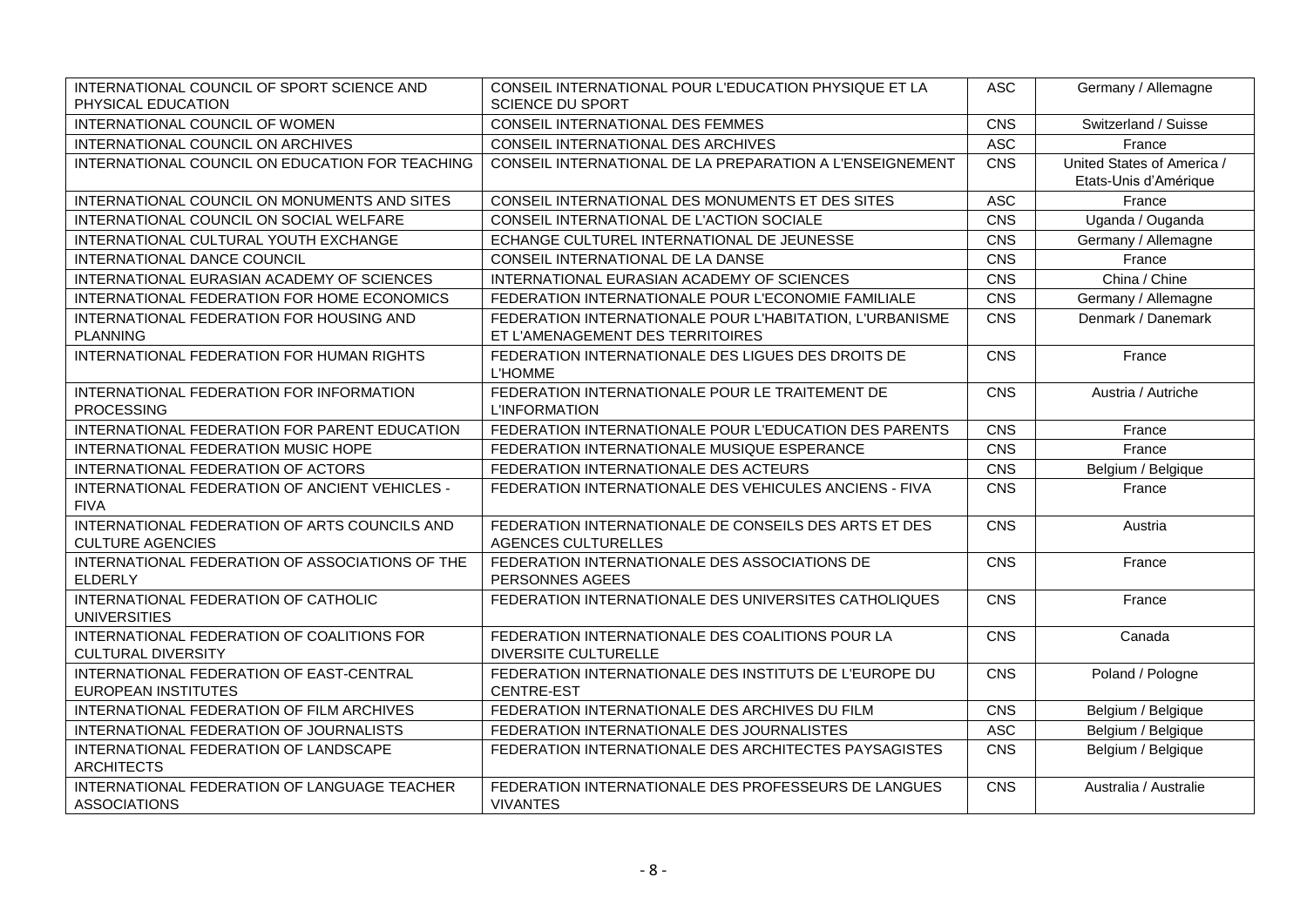| | | | |
|---|---|---|---|
| INTERNATIONAL COUNCIL OF SPORT SCIENCE AND PHYSICAL EDUCATION | CONSEIL INTERNATIONAL POUR L'EDUCATION PHYSIQUE ET LA SCIENCE DU SPORT | ASC | Germany / Allemagne |
| INTERNATIONAL COUNCIL OF WOMEN | CONSEIL INTERNATIONAL DES FEMMES | CNS | Switzerland / Suisse |
| INTERNATIONAL COUNCIL ON ARCHIVES | CONSEIL INTERNATIONAL DES ARCHIVES | ASC | France |
| INTERNATIONAL COUNCIL ON EDUCATION FOR TEACHING | CONSEIL INTERNATIONAL DE LA PREPARATION A L'ENSEIGNEMENT | CNS | United States of America / Etats-Unis d'Amérique |
| INTERNATIONAL COUNCIL ON MONUMENTS AND SITES | CONSEIL INTERNATIONAL DES MONUMENTS ET DES SITES | ASC | France |
| INTERNATIONAL COUNCIL ON SOCIAL WELFARE | CONSEIL INTERNATIONAL DE L'ACTION SOCIALE | CNS | Uganda / Ouganda |
| INTERNATIONAL CULTURAL YOUTH EXCHANGE | ECHANGE CULTUREL INTERNATIONAL DE JEUNESSE | CNS | Germany / Allemagne |
| INTERNATIONAL DANCE COUNCIL | CONSEIL INTERNATIONAL DE LA DANSE | CNS | France |
| INTERNATIONAL EURASIAN ACADEMY OF SCIENCES | INTERNATIONAL EURASIAN ACADEMY OF SCIENCES | CNS | China / Chine |
| INTERNATIONAL FEDERATION FOR HOME ECONOMICS | FEDERATION INTERNATIONALE POUR L'ECONOMIE FAMILIALE | CNS | Germany / Allemagne |
| INTERNATIONAL FEDERATION FOR HOUSING AND PLANNING | FEDERATION INTERNATIONALE POUR L'HABITATION, L'URBANISME ET L'AMENAGEMENT DES TERRITOIRES | CNS | Denmark / Danemark |
| INTERNATIONAL FEDERATION FOR HUMAN RIGHTS | FEDERATION INTERNATIONALE DES LIGUES DES DROITS DE L'HOMME | CNS | France |
| INTERNATIONAL FEDERATION FOR INFORMATION PROCESSING | FEDERATION INTERNATIONALE POUR LE TRAITEMENT DE L'INFORMATION | CNS | Austria / Autriche |
| INTERNATIONAL FEDERATION FOR PARENT EDUCATION | FEDERATION INTERNATIONALE POUR L'EDUCATION DES PARENTS | CNS | France |
| INTERNATIONAL FEDERATION MUSIC HOPE | FEDERATION INTERNATIONALE MUSIQUE ESPERANCE | CNS | France |
| INTERNATIONAL FEDERATION OF ACTORS | FEDERATION INTERNATIONALE DES ACTEURS | CNS | Belgium / Belgique |
| INTERNATIONAL FEDERATION OF ANCIENT VEHICLES - FIVA | FEDERATION INTERNATIONALE DES VEHICULES ANCIENS - FIVA | CNS | France |
| INTERNATIONAL FEDERATION OF ARTS COUNCILS AND CULTURE AGENCIES | FEDERATION INTERNATIONALE DE CONSEILS DES ARTS ET DES AGENCES CULTURELLES | CNS | Austria |
| INTERNATIONAL FEDERATION OF ASSOCIATIONS OF THE ELDERLY | FEDERATION INTERNATIONALE DES ASSOCIATIONS DE PERSONNES AGEES | CNS | France |
| INTERNATIONAL FEDERATION OF CATHOLIC UNIVERSITIES | FEDERATION INTERNATIONALE DES UNIVERSITES CATHOLIQUES | CNS | France |
| INTERNATIONAL FEDERATION OF COALITIONS FOR CULTURAL DIVERSITY | FEDERATION INTERNATIONALE DES COALITIONS POUR LA DIVERSITE CULTURELLE | CNS | Canada |
| INTERNATIONAL FEDERATION OF EAST-CENTRAL EUROPEAN INSTITUTES | FEDERATION INTERNATIONALE DES INSTITUTS DE L'EUROPE DU CENTRE-EST | CNS | Poland / Pologne |
| INTERNATIONAL FEDERATION OF FILM ARCHIVES | FEDERATION INTERNATIONALE DES ARCHIVES DU FILM | CNS | Belgium / Belgique |
| INTERNATIONAL FEDERATION OF JOURNALISTS | FEDERATION INTERNATIONALE DES JOURNALISTES | ASC | Belgium / Belgique |
| INTERNATIONAL FEDERATION OF LANDSCAPE ARCHITECTS | FEDERATION INTERNATIONALE DES ARCHITECTES PAYSAGISTES | CNS | Belgium / Belgique |
| INTERNATIONAL FEDERATION OF LANGUAGE TEACHER ASSOCIATIONS | FEDERATION INTERNATIONALE DES PROFESSEURS DE LANGUES VIVANTES | CNS | Australia / Australie |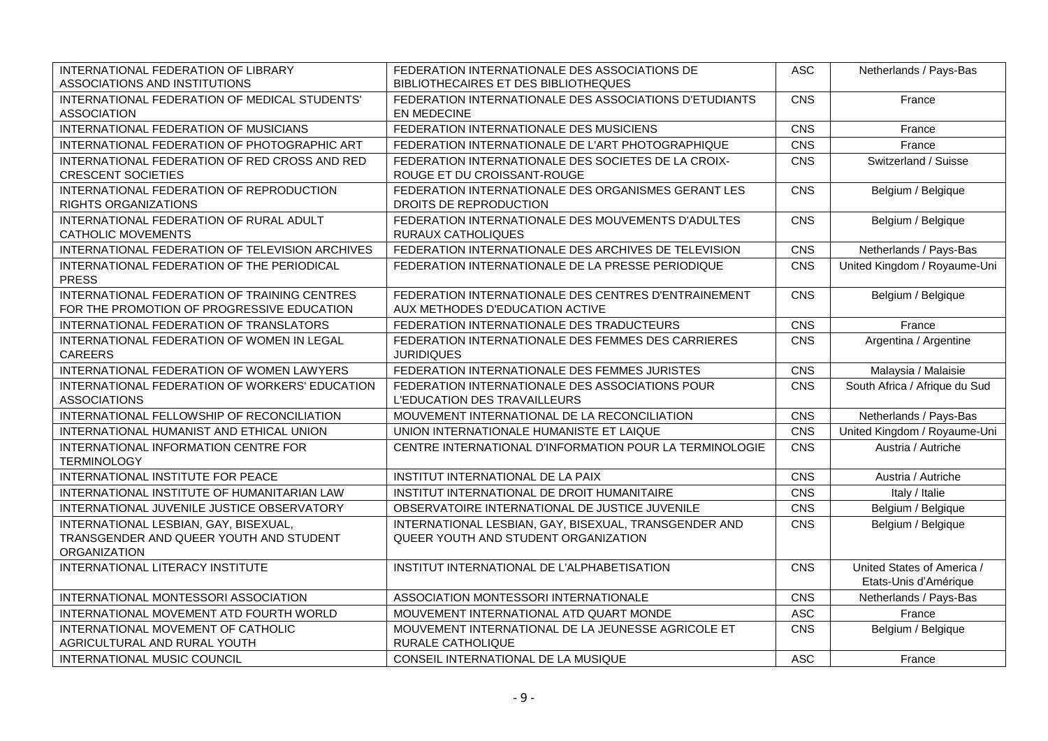| INTERNATIONAL FEDERATION OF LIBRARY ASSOCIATIONS AND INSTITUTIONS | FEDERATION INTERNATIONALE DES ASSOCIATIONS DE BIBLIOTHECAIRES ET DES BIBLIOTHEQUES | ASC | Netherlands / Pays-Bas |
|---|---|---|---|
| INTERNATIONAL FEDERATION OF MEDICAL STUDENTS' ASSOCIATION | FEDERATION INTERNATIONALE DES ASSOCIATIONS D'ETUDIANTS EN MEDECINE | CNS | France |
| INTERNATIONAL FEDERATION OF MUSICIANS | FEDERATION INTERNATIONALE DES MUSICIENS | CNS | France |
| INTERNATIONAL FEDERATION OF PHOTOGRAPHIC ART | FEDERATION INTERNATIONALE DE L'ART PHOTOGRAPHIQUE | CNS | France |
| INTERNATIONAL FEDERATION OF RED CROSS AND RED CRESCENT SOCIETIES | FEDERATION INTERNATIONALE DES SOCIETES DE LA CROIX-ROUGE ET DU CROISSANT-ROUGE | CNS | Switzerland / Suisse |
| INTERNATIONAL FEDERATION OF REPRODUCTION RIGHTS ORGANIZATIONS | FEDERATION INTERNATIONALE DES ORGANISMES GERANT LES DROITS DE REPRODUCTION | CNS | Belgium / Belgique |
| INTERNATIONAL FEDERATION OF RURAL ADULT CATHOLIC MOVEMENTS | FEDERATION INTERNATIONALE DES MOUVEMENTS D'ADULTES RURAUX CATHOLIQUES | CNS | Belgium / Belgique |
| INTERNATIONAL FEDERATION OF TELEVISION ARCHIVES | FEDERATION INTERNATIONALE DES ARCHIVES DE TELEVISION | CNS | Netherlands / Pays-Bas |
| INTERNATIONAL FEDERATION OF THE PERIODICAL PRESS | FEDERATION INTERNATIONALE DE LA PRESSE PERIODIQUE | CNS | United Kingdom / Royaume-Uni |
| INTERNATIONAL FEDERATION OF TRAINING CENTRES FOR THE PROMOTION OF PROGRESSIVE EDUCATION | FEDERATION INTERNATIONALE DES CENTRES D'ENTRAINEMENT AUX METHODES D'EDUCATION ACTIVE | CNS | Belgium / Belgique |
| INTERNATIONAL FEDERATION OF TRANSLATORS | FEDERATION INTERNATIONALE DES TRADUCTEURS | CNS | France |
| INTERNATIONAL FEDERATION OF WOMEN IN LEGAL CAREERS | FEDERATION INTERNATIONALE DES FEMMES DES CARRIERES JURIDIQUES | CNS | Argentina / Argentine |
| INTERNATIONAL FEDERATION OF WOMEN LAWYERS | FEDERATION INTERNATIONALE DES FEMMES JURISTES | CNS | Malaysia / Malaisie |
| INTERNATIONAL FEDERATION OF WORKERS' EDUCATION ASSOCIATIONS | FEDERATION INTERNATIONALE DES ASSOCIATIONS POUR L'EDUCATION DES TRAVAILLEURS | CNS | South Africa / Afrique du Sud |
| INTERNATIONAL FELLOWSHIP OF RECONCILIATION | MOUVEMENT INTERNATIONAL DE LA RECONCILIATION | CNS | Netherlands / Pays-Bas |
| INTERNATIONAL HUMANIST AND ETHICAL UNION | UNION INTERNATIONALE HUMANISTE ET LAIQUE | CNS | United Kingdom / Royaume-Uni |
| INTERNATIONAL INFORMATION CENTRE FOR TERMINOLOGY | CENTRE INTERNATIONAL D'INFORMATION POUR LA TERMINOLOGIE | CNS | Austria / Autriche |
| INTERNATIONAL INSTITUTE FOR PEACE | INSTITUT INTERNATIONAL DE LA PAIX | CNS | Austria / Autriche |
| INTERNATIONAL INSTITUTE OF HUMANITARIAN LAW | INSTITUT INTERNATIONAL DE DROIT HUMANITAIRE | CNS | Italy / Italie |
| INTERNATIONAL JUVENILE JUSTICE OBSERVATORY | OBSERVATOIRE INTERNATIONAL DE JUSTICE JUVENILE | CNS | Belgium / Belgique |
| INTERNATIONAL LESBIAN, GAY, BISEXUAL, TRANSGENDER AND QUEER YOUTH AND STUDENT ORGANIZATION | INTERNATIONAL LESBIAN, GAY, BISEXUAL, TRANSGENDER AND QUEER YOUTH AND STUDENT ORGANIZATION | CNS | Belgium / Belgique |
| INTERNATIONAL LITERACY INSTITUTE | INSTITUT INTERNATIONAL DE L'ALPHABETISATION | CNS | United States of America / Etats-Unis d'Amérique |
| INTERNATIONAL MONTESSORI ASSOCIATION | ASSOCIATION MONTESSORI INTERNATIONALE | CNS | Netherlands / Pays-Bas |
| INTERNATIONAL MOVEMENT ATD FOURTH WORLD | MOUVEMENT INTERNATIONAL ATD QUART MONDE | ASC | France |
| INTERNATIONAL MOVEMENT OF CATHOLIC AGRICULTURAL AND RURAL YOUTH | MOUVEMENT INTERNATIONAL DE LA JEUNESSE AGRICOLE ET RURALE CATHOLIQUE | CNS | Belgium / Belgique |
| INTERNATIONAL MUSIC COUNCIL | CONSEIL INTERNATIONAL DE LA MUSIQUE | ASC | France |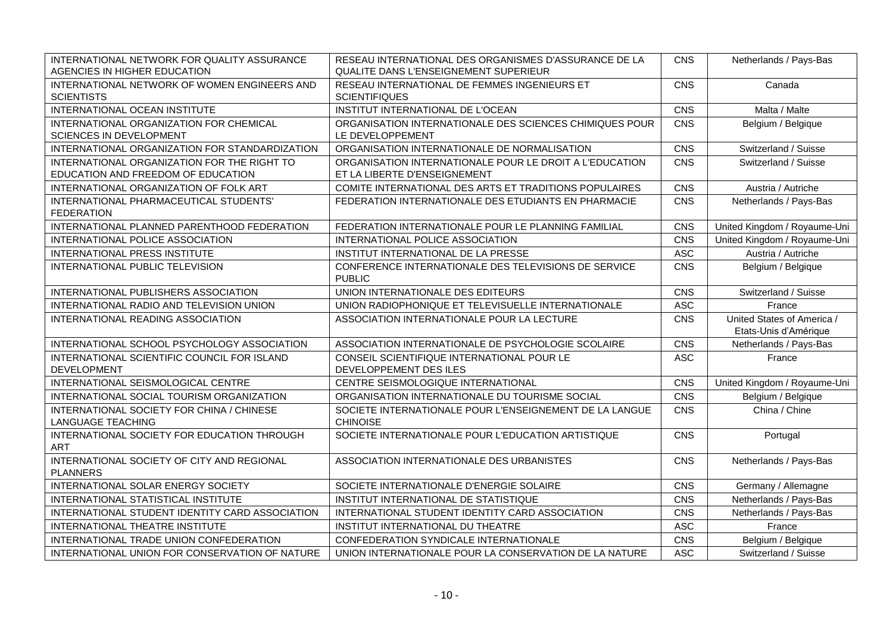| | | | |
|---|---|---|---|
| INTERNATIONAL NETWORK FOR QUALITY ASSURANCE AGENCIES IN HIGHER EDUCATION | RESEAU INTERNATIONAL DES ORGANISMES D'ASSURANCE DE LA QUALITE DANS L'ENSEIGNEMENT SUPERIEUR | CNS | Netherlands / Pays-Bas |
| INTERNATIONAL NETWORK OF WOMEN ENGINEERS AND SCIENTISTS | RESEAU INTERNATIONAL DE FEMMES INGENIEURS ET SCIENTIFIQUES | CNS | Canada |
| INTERNATIONAL OCEAN INSTITUTE | INSTITUT INTERNATIONAL DE L'OCEAN | CNS | Malta / Malte |
| INTERNATIONAL ORGANIZATION FOR CHEMICAL SCIENCES IN DEVELOPMENT | ORGANISATION INTERNATIONALE DES SCIENCES CHIMIQUES POUR LE DEVELOPPEMENT | CNS | Belgium / Belgique |
| INTERNATIONAL ORGANIZATION FOR STANDARDIZATION | ORGANISATION INTERNATIONALE DE NORMALISATION | CNS | Switzerland / Suisse |
| INTERNATIONAL ORGANIZATION FOR THE RIGHT TO EDUCATION AND FREEDOM OF EDUCATION | ORGANISATION INTERNATIONALE POUR LE DROIT A L'EDUCATION ET LA LIBERTE D'ENSEIGNEMENT | CNS | Switzerland / Suisse |
| INTERNATIONAL ORGANIZATION OF FOLK ART | COMITE INTERNATIONAL DES ARTS ET TRADITIONS POPULAIRES | CNS | Austria / Autriche |
| INTERNATIONAL PHARMACEUTICAL STUDENTS' FEDERATION | FEDERATION INTERNATIONALE DES ETUDIANTS EN PHARMACIE | CNS | Netherlands / Pays-Bas |
| INTERNATIONAL PLANNED PARENTHOOD FEDERATION | FEDERATION INTERNATIONALE POUR LE PLANNING FAMILIAL | CNS | United Kingdom / Royaume-Uni |
| INTERNATIONAL POLICE ASSOCIATION | INTERNATIONAL POLICE ASSOCIATION | CNS | United Kingdom / Royaume-Uni |
| INTERNATIONAL PRESS INSTITUTE | INSTITUT INTERNATIONAL DE LA PRESSE | ASC | Austria / Autriche |
| INTERNATIONAL PUBLIC TELEVISION | CONFERENCE INTERNATIONALE DES TELEVISIONS DE SERVICE PUBLIC | CNS | Belgium / Belgique |
| INTERNATIONAL PUBLISHERS ASSOCIATION | UNION INTERNATIONALE DES EDITEURS | CNS | Switzerland / Suisse |
| INTERNATIONAL RADIO AND TELEVISION UNION | UNION RADIOPHONIQUE ET TELEVISUELLE INTERNATIONALE | ASC | France |
| INTERNATIONAL READING ASSOCIATION | ASSOCIATION INTERNATIONALE POUR LA LECTURE | CNS | United States of America / Etats-Unis d'Amérique |
| INTERNATIONAL SCHOOL PSYCHOLOGY ASSOCIATION | ASSOCIATION INTERNATIONALE DE PSYCHOLOGIE SCOLAIRE | CNS | Netherlands / Pays-Bas |
| INTERNATIONAL SCIENTIFIC COUNCIL FOR ISLAND DEVELOPMENT | CONSEIL SCIENTIFIQUE INTERNATIONAL POUR LE DEVELOPPEMENT DES ILES | ASC | France |
| INTERNATIONAL SEISMOLOGICAL CENTRE | CENTRE SEISMOLOGIQUE INTERNATIONAL | CNS | United Kingdom / Royaume-Uni |
| INTERNATIONAL SOCIAL TOURISM ORGANIZATION | ORGANISATION INTERNATIONALE DU TOURISME SOCIAL | CNS | Belgium / Belgique |
| INTERNATIONAL SOCIETY FOR CHINA / CHINESE LANGUAGE TEACHING | SOCIETE INTERNATIONALE POUR L'ENSEIGNEMENT DE LA LANGUE CHINOISE | CNS | China / Chine |
| INTERNATIONAL SOCIETY FOR EDUCATION THROUGH ART | SOCIETE INTERNATIONALE POUR L'EDUCATION ARTISTIQUE | CNS | Portugal |
| INTERNATIONAL SOCIETY OF CITY AND REGIONAL PLANNERS | ASSOCIATION INTERNATIONALE DES URBANISTES | CNS | Netherlands / Pays-Bas |
| INTERNATIONAL SOLAR ENERGY SOCIETY | SOCIETE INTERNATIONALE D'ENERGIE SOLAIRE | CNS | Germany / Allemagne |
| INTERNATIONAL STATISTICAL INSTITUTE | INSTITUT INTERNATIONAL DE STATISTIQUE | CNS | Netherlands / Pays-Bas |
| INTERNATIONAL STUDENT IDENTITY CARD ASSOCIATION | INTERNATIONAL STUDENT IDENTITY CARD ASSOCIATION | CNS | Netherlands / Pays-Bas |
| INTERNATIONAL THEATRE INSTITUTE | INSTITUT INTERNATIONAL DU THEATRE | ASC | France |
| INTERNATIONAL TRADE UNION CONFEDERATION | CONFEDERATION SYNDICALE INTERNATIONALE | CNS | Belgium / Belgique |
| INTERNATIONAL UNION FOR CONSERVATION OF NATURE | UNION INTERNATIONALE POUR LA CONSERVATION DE LA NATURE | ASC | Switzerland / Suisse |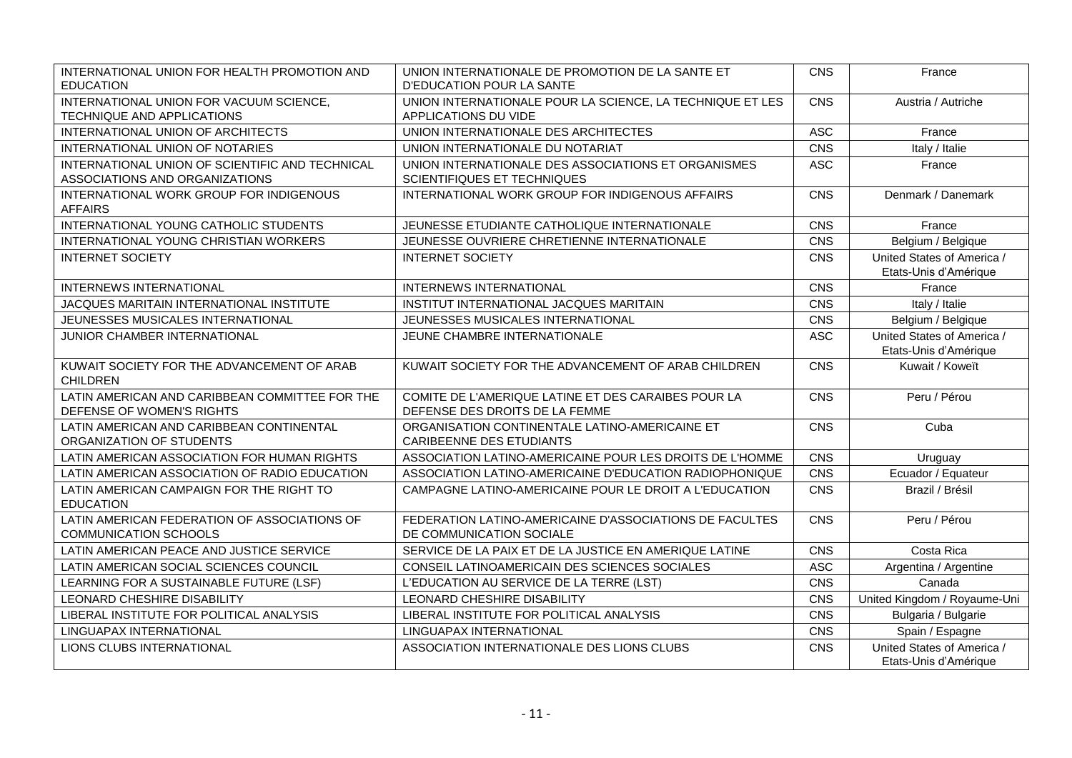| | | | |
|---|---|---|---|
| INTERNATIONAL UNION FOR HEALTH PROMOTION AND EDUCATION | UNION INTERNATIONALE DE PROMOTION DE LA SANTE ET D'EDUCATION POUR LA SANTE | CNS | France |
| INTERNATIONAL UNION FOR VACUUM SCIENCE, TECHNIQUE AND APPLICATIONS | UNION INTERNATIONALE POUR LA SCIENCE, LA TECHNIQUE ET LES APPLICATIONS DU VIDE | CNS | Austria / Autriche |
| INTERNATIONAL UNION OF ARCHITECTS | UNION INTERNATIONALE DES ARCHITECTES | ASC | France |
| INTERNATIONAL UNION OF NOTARIES | UNION INTERNATIONALE DU NOTARIAT | CNS | Italy / Italie |
| INTERNATIONAL UNION OF SCIENTIFIC AND TECHNICAL ASSOCIATIONS AND ORGANIZATIONS | UNION INTERNATIONALE DES ASSOCIATIONS ET ORGANISMES SCIENTIFIQUES ET TECHNIQUES | ASC | France |
| INTERNATIONAL WORK GROUP FOR INDIGENOUS AFFAIRS | INTERNATIONAL WORK GROUP FOR INDIGENOUS AFFAIRS | CNS | Denmark / Danemark |
| INTERNATIONAL YOUNG CATHOLIC STUDENTS | JEUNESSE ETUDIANTE CATHOLIQUE INTERNATIONALE | CNS | France |
| INTERNATIONAL YOUNG CHRISTIAN WORKERS | JEUNESSE OUVRIERE CHRETIENNE INTERNATIONALE | CNS | Belgium / Belgique |
| INTERNET SOCIETY | INTERNET SOCIETY | CNS | United States of America / Etats-Unis d'Amérique |
| INTERNEWS INTERNATIONAL | INTERNEWS INTERNATIONAL | CNS | France |
| JACQUES MARITAIN INTERNATIONAL INSTITUTE | INSTITUT INTERNATIONAL JACQUES MARITAIN | CNS | Italy / Italie |
| JEUNESSES MUSICALES INTERNATIONAL | JEUNESSES MUSICALES INTERNATIONAL | CNS | Belgium / Belgique |
| JUNIOR CHAMBER INTERNATIONAL | JEUNE CHAMBRE INTERNATIONALE | ASC | United States of America / Etats-Unis d'Amérique |
| KUWAIT SOCIETY FOR THE ADVANCEMENT OF ARAB CHILDREN | KUWAIT SOCIETY FOR THE ADVANCEMENT OF ARAB CHILDREN | CNS | Kuwait / Koweït |
| LATIN AMERICAN AND CARIBBEAN COMMITTEE FOR THE DEFENSE OF WOMEN'S RIGHTS | COMITE DE L'AMERIQUE LATINE ET DES CARAIBES POUR LA DEFENSE DES DROITS DE LA FEMME | CNS | Peru / Pérou |
| LATIN AMERICAN AND CARIBBEAN CONTINENTAL ORGANIZATION OF STUDENTS | ORGANISATION CONTINENTALE LATINO-AMERICAINE ET CARIBEENNE DES ETUDIANTS | CNS | Cuba |
| LATIN AMERICAN ASSOCIATION FOR HUMAN RIGHTS | ASSOCIATION LATINO-AMERICAINE POUR LES DROITS DE L'HOMME | CNS | Uruguay |
| LATIN AMERICAN ASSOCIATION OF RADIO EDUCATION | ASSOCIATION LATINO-AMERICAINE D'EDUCATION RADIOPHONIQUE | CNS | Ecuador / Equateur |
| LATIN AMERICAN CAMPAIGN FOR THE RIGHT TO EDUCATION | CAMPAGNE LATINO-AMERICAINE POUR LE DROIT A L'EDUCATION | CNS | Brazil / Brésil |
| LATIN AMERICAN FEDERATION OF ASSOCIATIONS OF COMMUNICATION SCHOOLS | FEDERATION LATINO-AMERICAINE D'ASSOCIATIONS DE FACULTES DE COMMUNICATION SOCIALE | CNS | Peru / Pérou |
| LATIN AMERICAN PEACE AND JUSTICE SERVICE | SERVICE DE LA PAIX ET DE LA JUSTICE EN AMERIQUE LATINE | CNS | Costa Rica |
| LATIN AMERICAN SOCIAL SCIENCES COUNCIL | CONSEIL LATINOAMERICAIN DES SCIENCES SOCIALES | ASC | Argentina / Argentine |
| LEARNING FOR A SUSTAINABLE FUTURE (LSF) | L'EDUCATION AU SERVICE DE LA TERRE (LST) | CNS | Canada |
| LEONARD CHESHIRE DISABILITY | LEONARD CHESHIRE DISABILITY | CNS | United Kingdom / Royaume-Uni |
| LIBERAL INSTITUTE FOR POLITICAL ANALYSIS | LIBERAL INSTITUTE FOR POLITICAL ANALYSIS | CNS | Bulgaria / Bulgarie |
| LINGUAPAX INTERNATIONAL | LINGUAPAX INTERNATIONAL | CNS | Spain / Espagne |
| LIONS CLUBS INTERNATIONAL | ASSOCIATION INTERNATIONALE DES LIONS CLUBS | CNS | United States of America / Etats-Unis d'Amérique |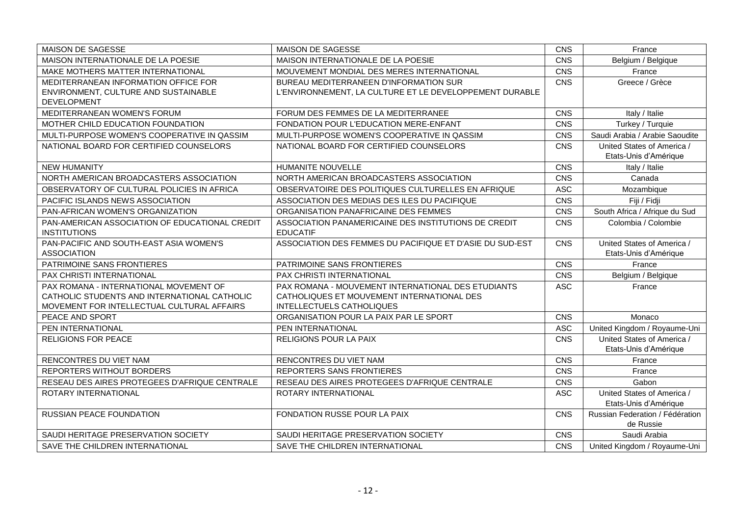| | | | |
|---|---|---|---|
| MAISON DE SAGESSE | MAISON DE SAGESSE | CNS | France |
| MAISON INTERNATIONALE DE LA POESIE | MAISON INTERNATIONALE DE LA POESIE | CNS | Belgium / Belgique |
| MAKE MOTHERS MATTER INTERNATIONAL | MOUVEMENT MONDIAL DES MERES INTERNATIONAL | CNS | France |
| MEDITERRANEAN INFORMATION OFFICE FOR ENVIRONMENT, CULTURE AND SUSTAINABLE DEVELOPMENT | BUREAU MEDITERRANEEN D'INFORMATION SUR L'ENVIRONNEMENT, LA CULTURE ET LE DEVELOPPEMENT DURABLE | CNS | Greece / Grèce |
| MEDITERRANEAN WOMEN'S FORUM | FORUM DES FEMMES DE LA MEDITERRANEE | CNS | Italy / Italie |
| MOTHER CHILD EDUCATION FOUNDATION | FONDATION POUR L'EDUCATION MERE-ENFANT | CNS | Turkey / Turquie |
| MULTI-PURPOSE WOMEN'S COOPERATIVE IN QASSIM | MULTI-PURPOSE WOMEN'S COOPERATIVE IN QASSIM | CNS | Saudi Arabia / Arabie Saoudite |
| NATIONAL BOARD FOR CERTIFIED COUNSELORS | NATIONAL BOARD FOR CERTIFIED COUNSELORS | CNS | United States of America / Etats-Unis d'Amérique |
| NEW HUMANITY | HUMANITE NOUVELLE | CNS | Italy / Italie |
| NORTH AMERICAN BROADCASTERS ASSOCIATION | NORTH AMERICAN BROADCASTERS ASSOCIATION | CNS | Canada |
| OBSERVATORY OF CULTURAL POLICIES IN AFRICA | OBSERVATOIRE DES POLITIQUES CULTURELLES EN AFRIQUE | ASC | Mozambique |
| PACIFIC ISLANDS NEWS ASSOCIATION | ASSOCIATION DES MEDIAS DES ILES DU PACIFIQUE | CNS | Fiji / Fidji |
| PAN-AFRICAN WOMEN'S ORGANIZATION | ORGANISATION PANAFRICAINE DES FEMMES | CNS | South Africa / Afrique du Sud |
| PAN-AMERICAN ASSOCIATION OF EDUCATIONAL CREDIT INSTITUTIONS | ASSOCIATION PANAMERICAINE DES INSTITUTIONS DE CREDIT EDUCATIF | CNS | Colombia / Colombie |
| PAN-PACIFIC AND SOUTH-EAST ASIA WOMEN'S ASSOCIATION | ASSOCIATION DES FEMMES DU PACIFIQUE ET D'ASIE DU SUD-EST | CNS | United States of America / Etats-Unis d'Amérique |
| PATRIMOINE SANS FRONTIERES | PATRIMOINE SANS FRONTIERES | CNS | France |
| PAX CHRISTI INTERNATIONAL | PAX CHRISTI INTERNATIONAL | CNS | Belgium / Belgique |
| PAX ROMANA - INTERNATIONAL MOVEMENT OF CATHOLIC STUDENTS AND INTERNATIONAL CATHOLIC MOVEMENT FOR INTELLECTUAL CULTURAL AFFAIRS | PAX ROMANA - MOUVEMENT INTERNATIONAL DES ETUDIANTS CATHOLIQUES ET MOUVEMENT INTERNATIONAL DES INTELLECTUELS CATHOLIQUES | ASC | France |
| PEACE AND SPORT | ORGANISATION POUR LA PAIX PAR LE SPORT | CNS | Monaco |
| PEN INTERNATIONAL | PEN INTERNATIONAL | ASC | United Kingdom / Royaume-Uni |
| RELIGIONS FOR PEACE | RELIGIONS POUR LA PAIX | CNS | United States of America / Etats-Unis d'Amérique |
| RENCONTRES DU VIET NAM | RENCONTRES DU VIET NAM | CNS | France |
| REPORTERS WITHOUT BORDERS | REPORTERS SANS FRONTIERES | CNS | France |
| RESEAU DES AIRES PROTEGEES D'AFRIQUE CENTRALE | RESEAU DES AIRES PROTEGEES D'AFRIQUE CENTRALE | CNS | Gabon |
| ROTARY INTERNATIONAL | ROTARY INTERNATIONAL | ASC | United States of America / Etats-Unis d'Amérique |
| RUSSIAN PEACE FOUNDATION | FONDATION RUSSE POUR LA PAIX | CNS | Russian Federation / Fédération de Russie |
| SAUDI HERITAGE PRESERVATION SOCIETY | SAUDI HERITAGE PRESERVATION SOCIETY | CNS | Saudi Arabia |
| SAVE THE CHILDREN INTERNATIONAL | SAVE THE CHILDREN INTERNATIONAL | CNS | United Kingdom / Royaume-Uni |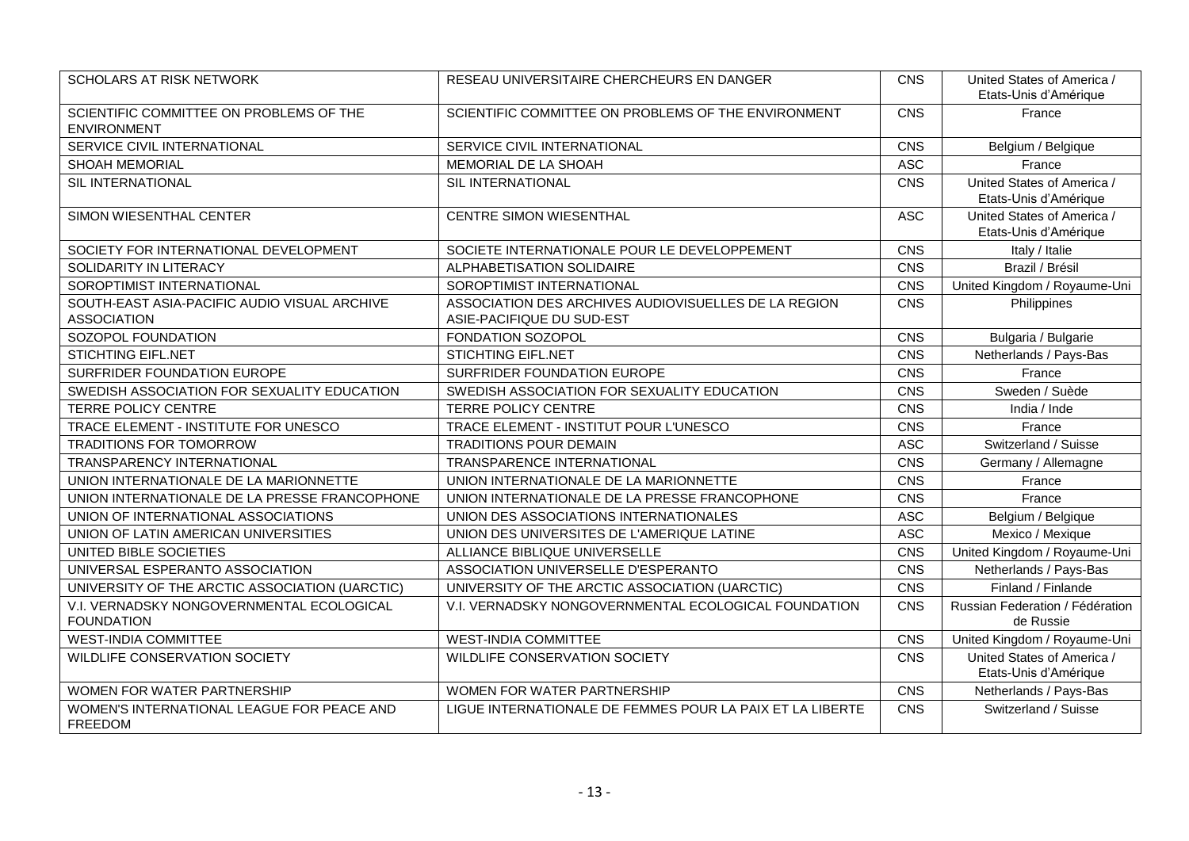| | | | |
|---|---|---|---|
| SCHOLARS AT RISK NETWORK | RESEAU UNIVERSITAIRE CHERCHEURS EN DANGER | CNS | United States of America / Etats-Unis d'Amérique |
| SCIENTIFIC COMMITTEE ON PROBLEMS OF THE ENVIRONMENT | SCIENTIFIC COMMITTEE ON PROBLEMS OF THE ENVIRONMENT | CNS | France |
| SERVICE CIVIL INTERNATIONAL | SERVICE CIVIL INTERNATIONAL | CNS | Belgium / Belgique |
| SHOAH MEMORIAL | MEMORIAL DE LA SHOAH | ASC | France |
| SIL INTERNATIONAL | SIL INTERNATIONAL | CNS | United States of America / Etats-Unis d'Amérique |
| SIMON WIESENTHAL CENTER | CENTRE SIMON WIESENTHAL | ASC | United States of America / Etats-Unis d'Amérique |
| SOCIETY FOR INTERNATIONAL DEVELOPMENT | SOCIETE INTERNATIONALE POUR LE DEVELOPPEMENT | CNS | Italy / Italie |
| SOLIDARITY IN LITERACY | ALPHABETISATION SOLIDAIRE | CNS | Brazil / Brésil |
| SOROPTIMIST INTERNATIONAL | SOROPTIMIST INTERNATIONAL | CNS | United Kingdom / Royaume-Uni |
| SOUTH-EAST ASIA-PACIFIC AUDIO VISUAL ARCHIVE ASSOCIATION | ASSOCIATION DES ARCHIVES AUDIOVISUELLES DE LA REGION ASIE-PACIFIQUE DU SUD-EST | CNS | Philippines |
| SOZOPOL FOUNDATION | FONDATION SOZOPOL | CNS | Bulgaria / Bulgarie |
| STICHTING EIFL.NET | STICHTING EIFL.NET | CNS | Netherlands / Pays-Bas |
| SURFRIDER FOUNDATION EUROPE | SURFRIDER FOUNDATION EUROPE | CNS | France |
| SWEDISH ASSOCIATION FOR SEXUALITY EDUCATION | SWEDISH ASSOCIATION FOR SEXUALITY EDUCATION | CNS | Sweden / Suède |
| TERRE POLICY CENTRE | TERRE POLICY CENTRE | CNS | India / Inde |
| TRACE ELEMENT - INSTITUTE FOR UNESCO | TRACE ELEMENT - INSTITUT POUR L'UNESCO | CNS | France |
| TRADITIONS FOR TOMORROW | TRADITIONS POUR DEMAIN | ASC | Switzerland / Suisse |
| TRANSPARENCY INTERNATIONAL | TRANSPARENCE INTERNATIONAL | CNS | Germany / Allemagne |
| UNION INTERNATIONALE DE LA MARIONNETTE | UNION INTERNATIONALE DE LA MARIONNETTE | CNS | France |
| UNION INTERNATIONALE DE LA PRESSE FRANCOPHONE | UNION INTERNATIONALE DE LA PRESSE FRANCOPHONE | CNS | France |
| UNION OF INTERNATIONAL ASSOCIATIONS | UNION DES ASSOCIATIONS INTERNATIONALES | ASC | Belgium / Belgique |
| UNION OF LATIN AMERICAN UNIVERSITIES | UNION DES UNIVERSITES DE L'AMERIQUE LATINE | ASC | Mexico / Mexique |
| UNITED BIBLE SOCIETIES | ALLIANCE BIBLIQUE UNIVERSELLE | CNS | United Kingdom / Royaume-Uni |
| UNIVERSAL ESPERANTO ASSOCIATION | ASSOCIATION UNIVERSELLE D'ESPERANTO | CNS | Netherlands / Pays-Bas |
| UNIVERSITY OF THE ARCTIC ASSOCIATION (UARCTIC) | UNIVERSITY OF THE ARCTIC ASSOCIATION (UARCTIC) | CNS | Finland / Finlande |
| V.I. VERNADSKY NONGOVERNMENTAL ECOLOGICAL FOUNDATION | V.I. VERNADSKY NONGOVERNMENTAL ECOLOGICAL FOUNDATION | CNS | Russian Federation / Fédération de Russie |
| WEST-INDIA COMMITTEE | WEST-INDIA COMMITTEE | CNS | United Kingdom / Royaume-Uni |
| WILDLIFE CONSERVATION SOCIETY | WILDLIFE CONSERVATION SOCIETY | CNS | United States of America / Etats-Unis d'Amérique |
| WOMEN FOR WATER PARTNERSHIP | WOMEN FOR WATER PARTNERSHIP | CNS | Netherlands / Pays-Bas |
| WOMEN'S INTERNATIONAL LEAGUE FOR PEACE AND FREEDOM | LIGUE INTERNATIONALE DE FEMMES POUR LA PAIX ET LA LIBERTE | CNS | Switzerland / Suisse |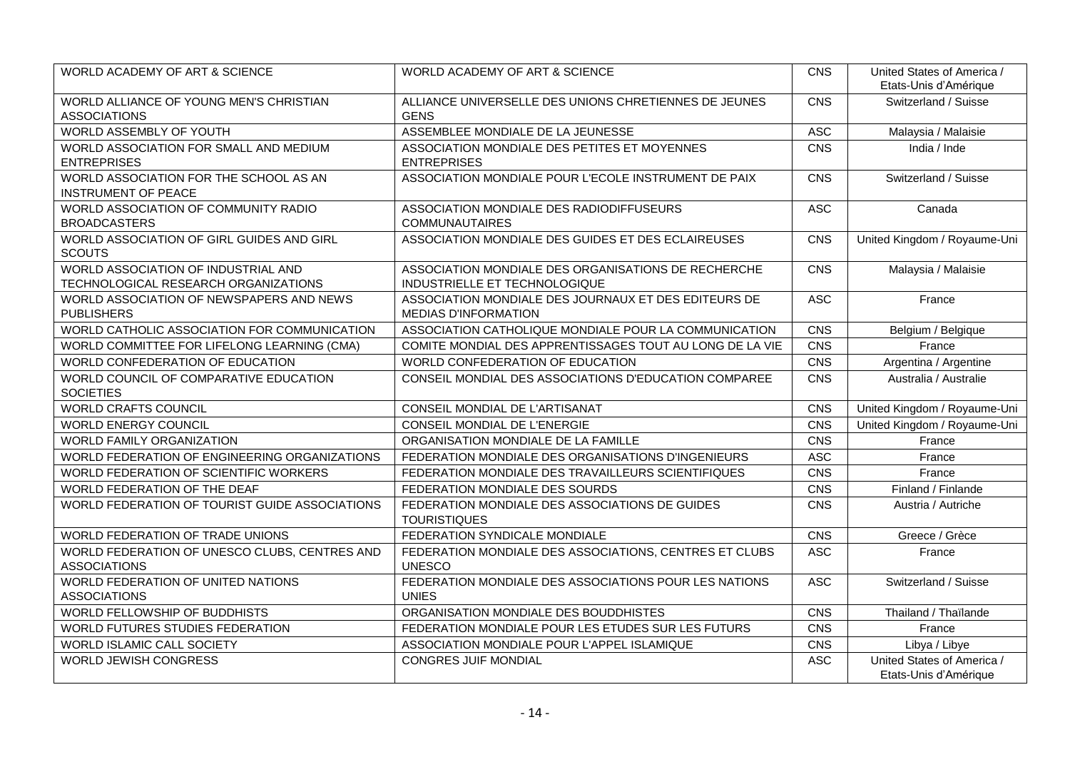| WORLD ACADEMY OF ART & SCIENCE | WORLD ACADEMY OF ART & SCIENCE | CNS | United States of America / Etats-Unis d'Amérique |
|---|---|---|---|
| WORLD ALLIANCE OF YOUNG MEN'S CHRISTIAN ASSOCIATIONS | ALLIANCE UNIVERSELLE DES UNIONS CHRETIENNES DE JEUNES GENS | CNS | Switzerland / Suisse |
| WORLD ASSEMBLY OF YOUTH | ASSEMBLEE MONDIALE DE LA JEUNESSE | ASC | Malaysia / Malaisie |
| WORLD ASSOCIATION FOR SMALL AND MEDIUM ENTERPRISES | ASSOCIATION MONDIALE DES PETITES ET MOYENNES ENTREPRISES | CNS | India / Inde |
| WORLD ASSOCIATION FOR THE SCHOOL AS AN INSTRUMENT OF PEACE | ASSOCIATION MONDIALE POUR L'ECOLE INSTRUMENT DE PAIX | CNS | Switzerland / Suisse |
| WORLD ASSOCIATION OF COMMUNITY RADIO BROADCASTERS | ASSOCIATION MONDIALE DES RADIODIFFUSEURS COMMUNAUTAIRES | ASC | Canada |
| WORLD ASSOCIATION OF GIRL GUIDES AND GIRL SCOUTS | ASSOCIATION MONDIALE DES GUIDES ET DES ECLAIREUSES | CNS | United Kingdom / Royaume-Uni |
| WORLD ASSOCIATION OF INDUSTRIAL AND TECHNOLOGICAL RESEARCH ORGANIZATIONS | ASSOCIATION MONDIALE DES ORGANISATIONS DE RECHERCHE INDUSTRIELLE ET TECHNOLOGIQUE | CNS | Malaysia / Malaisie |
| WORLD ASSOCIATION OF NEWSPAPERS AND NEWS PUBLISHERS | ASSOCIATION MONDIALE DES JOURNAUX ET DES EDITEURS DE MEDIAS D'INFORMATION | ASC | France |
| WORLD CATHOLIC ASSOCIATION FOR COMMUNICATION | ASSOCIATION CATHOLIQUE MONDIALE POUR LA COMMUNICATION | CNS | Belgium / Belgique |
| WORLD COMMITTEE FOR LIFELONG LEARNING (CMA) | COMITE MONDIAL DES APPRENTISSAGES TOUT AU LONG DE LA VIE | CNS | France |
| WORLD CONFEDERATION OF EDUCATION | WORLD CONFEDERATION OF EDUCATION | CNS | Argentina / Argentine |
| WORLD COUNCIL OF COMPARATIVE EDUCATION SOCIETIES | CONSEIL MONDIAL DES ASSOCIATIONS D'EDUCATION COMPAREE | CNS | Australia / Australie |
| WORLD CRAFTS COUNCIL | CONSEIL MONDIAL DE L'ARTISANAT | CNS | United Kingdom / Royaume-Uni |
| WORLD ENERGY COUNCIL | CONSEIL MONDIAL DE L'ENERGIE | CNS | United Kingdom / Royaume-Uni |
| WORLD FAMILY ORGANIZATION | ORGANISATION MONDIALE DE LA FAMILLE | CNS | France |
| WORLD FEDERATION OF ENGINEERING ORGANIZATIONS | FEDERATION MONDIALE DES ORGANISATIONS D'INGENIEURS | ASC | France |
| WORLD FEDERATION OF SCIENTIFIC WORKERS | FEDERATION MONDIALE DES TRAVAILLEURS SCIENTIFIQUES | CNS | France |
| WORLD FEDERATION OF THE DEAF | FEDERATION MONDIALE DES SOURDS | CNS | Finland / Finlande |
| WORLD FEDERATION OF TOURIST GUIDE ASSOCIATIONS | FEDERATION MONDIALE DES ASSOCIATIONS DE GUIDES TOURISTIQUES | CNS | Austria / Autriche |
| WORLD FEDERATION OF TRADE UNIONS | FEDERATION SYNDICALE MONDIALE | CNS | Greece / Grèce |
| WORLD FEDERATION OF UNESCO CLUBS, CENTRES AND ASSOCIATIONS | FEDERATION MONDIALE DES ASSOCIATIONS, CENTRES ET CLUBS UNESCO | ASC | France |
| WORLD FEDERATION OF UNITED NATIONS ASSOCIATIONS | FEDERATION MONDIALE DES ASSOCIATIONS POUR LES NATIONS UNIES | ASC | Switzerland / Suisse |
| WORLD FELLOWSHIP OF BUDDHISTS | ORGANISATION MONDIALE DES BOUDDHISTES | CNS | Thailand / Thaïlande |
| WORLD FUTURES STUDIES FEDERATION | FEDERATION MONDIALE POUR LES ETUDES SUR LES FUTURS | CNS | France |
| WORLD ISLAMIC CALL SOCIETY | ASSOCIATION MONDIALE POUR L'APPEL ISLAMIQUE | CNS | Libya / Libye |
| WORLD JEWISH CONGRESS | CONGRES JUIF MONDIAL | ASC | United States of America / Etats-Unis d'Amérique |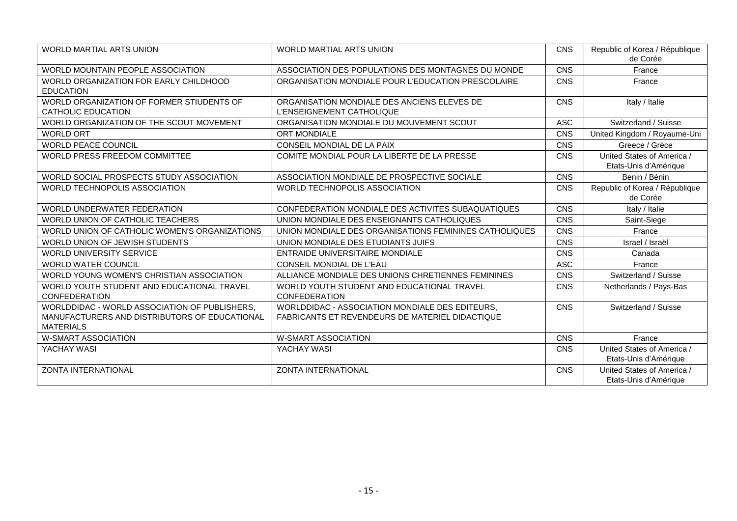| | | | |
|---|---|---|---|
| WORLD MARTIAL ARTS UNION | WORLD MARTIAL ARTS UNION | CNS | Republic of Korea / République de Corée |
| WORLD MOUNTAIN PEOPLE ASSOCIATION | ASSOCIATION DES POPULATIONS DES MONTAGNES DU MONDE | CNS | France |
| WORLD ORGANIZATION FOR EARLY CHILDHOOD EDUCATION | ORGANISATION MONDIALE POUR L'EDUCATION PRESCOLAIRE | CNS | France |
| WORLD ORGANIZATION OF FORMER STIUDENTS OF CATHOLIC EDUCATION | ORGANISATION MONDIALE DES ANCIENS ELEVES DE L'ENSEIGNEMENT CATHOLIQUE | CNS | Italy / Italie |
| WORLD ORGANIZATION OF THE SCOUT MOVEMENT | ORGANISATION MONDIALE DU MOUVEMENT SCOUT | ASC | Switzerland / Suisse |
| WORLD ORT | ORT MONDIALE | CNS | United Kingdom / Royaume-Uni |
| WORLD PEACE COUNCIL | CONSEIL MONDIAL DE LA PAIX | CNS | Greece / Grèce |
| WORLD PRESS FREEDOM COMMITTEE | COMITE MONDIAL POUR LA LIBERTE DE LA PRESSE | CNS | United States of America / Etats-Unis d'Amérique |
| WORLD SOCIAL PROSPECTS STUDY ASSOCIATION | ASSOCIATION MONDIALE DE PROSPECTIVE SOCIALE | CNS | Benin / Bénin |
| WORLD TECHNOPOLIS ASSOCIATION | WORLD TECHNOPOLIS ASSOCIATION | CNS | Republic of Korea / République de Corée |
| WORLD UNDERWATER FEDERATION | CONFEDERATION MONDIALE DES ACTIVITES SUBAQUATIQUES | CNS | Italy / Italie |
| WORLD UNION OF CATHOLIC TEACHERS | UNION MONDIALE DES ENSEIGNANTS CATHOLIQUES | CNS | Saint-Siege |
| WORLD UNION OF CATHOLIC WOMEN'S ORGANIZATIONS | UNION MONDIALE DES ORGANISATIONS FEMININES CATHOLIQUES | CNS | France |
| WORLD UNION OF JEWISH STUDENTS | UNION MONDIALE DES ETUDIANTS JUIFS | CNS | Israel / Israël |
| WORLD UNIVERSITY SERVICE | ENTRAIDE UNIVERSITAIRE MONDIALE | CNS | Canada |
| WORLD WATER COUNCIL | CONSEIL MONDIAL DE L'EAU | ASC | France |
| WORLD YOUNG WOMEN'S CHRISTIAN ASSOCIATION | ALLIANCE MONDIALE DES UNIONS CHRETIENNES FEMININES | CNS | Switzerland / Suisse |
| WORLD YOUTH STUDENT AND EDUCATIONAL TRAVEL CONFEDERATION | WORLD YOUTH STUDENT AND EDUCATIONAL TRAVEL CONFEDERATION | CNS | Netherlands / Pays-Bas |
| WORLDDIDAC - WORLD ASSOCIATION OF PUBLISHERS, MANUFACTURERS AND DISTRIBUTORS OF EDUCATIONAL MATERIALS | WORLDDIDAC - ASSOCIATION MONDIALE DES EDITEURS, FABRICANTS ET REVENDEURS DE MATERIEL DIDACTIQUE | CNS | Switzerland / Suisse |
| W-SMART ASSOCIATION | W-SMART ASSOCIATION | CNS | France |
| YACHAY WASI | YACHAY WASI | CNS | United States of America / Etats-Unis d'Amérique |
| ZONTA INTERNATIONAL | ZONTA INTERNATIONAL | CNS | United States of America / Etats-Unis d'Amérique |